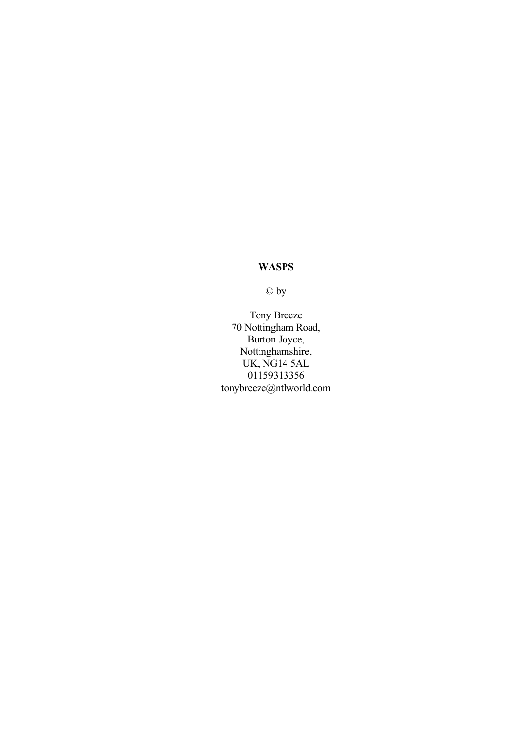**WASPS**

© by

Tony Breeze
70 Nottingham Road,
Burton Joyce,
Nottinghamshire,
UK, NG14 5AL
01159313356
tonybreeze@ntlworld.com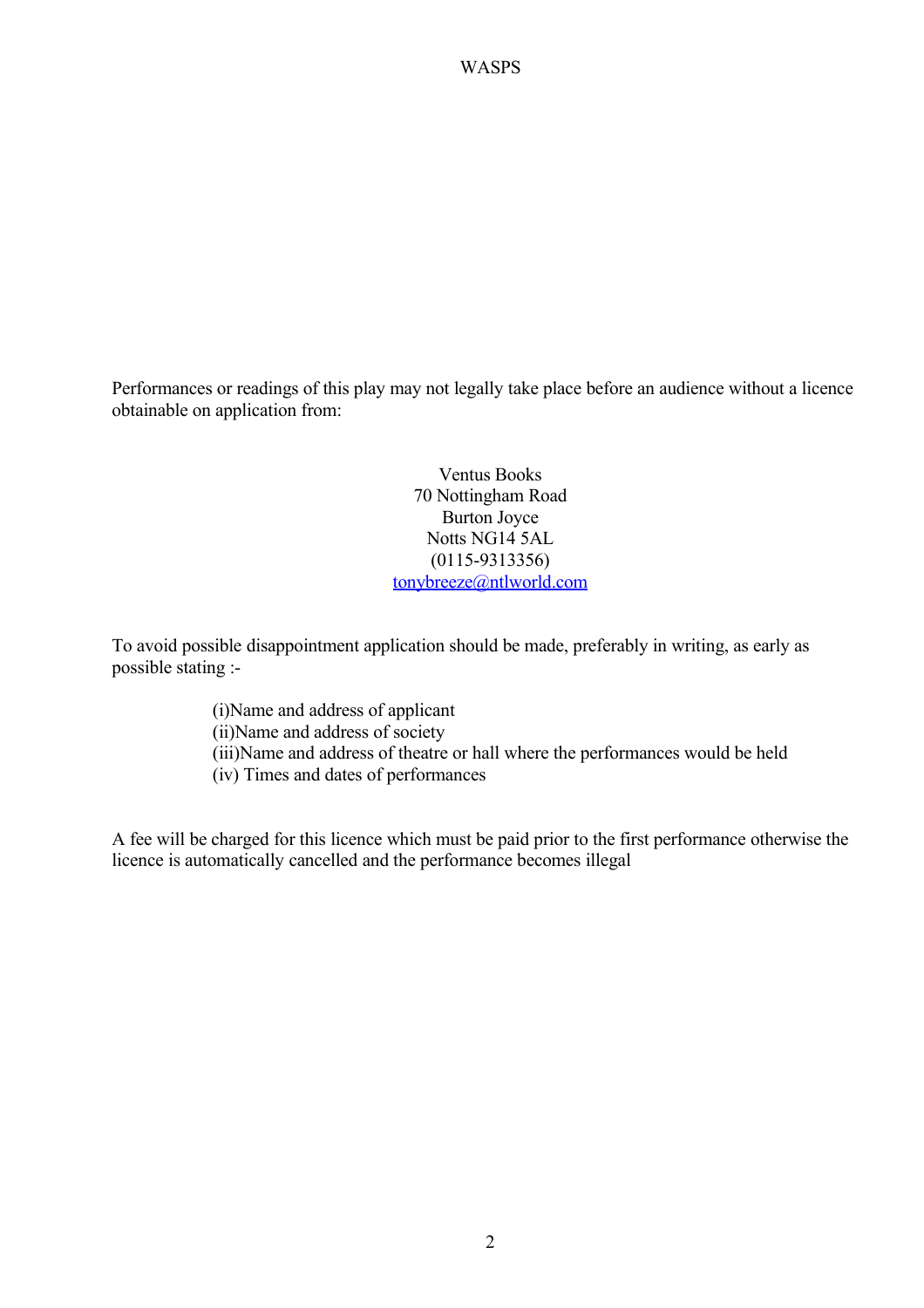Performances or readings of this play may not legally take place before an audience without a licence obtainable on application from:

Ventus Books
70 Nottingham Road
Burton Joyce
Notts NG14 5AL
(0115-9313356)
tonybreeze@ntlworld.com

To avoid possible disappointment application should be made, preferably in writing, as early as possible stating :-

(i)Name and address of applicant
(ii)Name and address of society
(iii)Name and address of theatre or hall where the performances would be held
(iv) Times and dates of performances

A fee will be charged for this licence which must be paid prior to the first performance otherwise the licence is automatically cancelled and the performance becomes illegal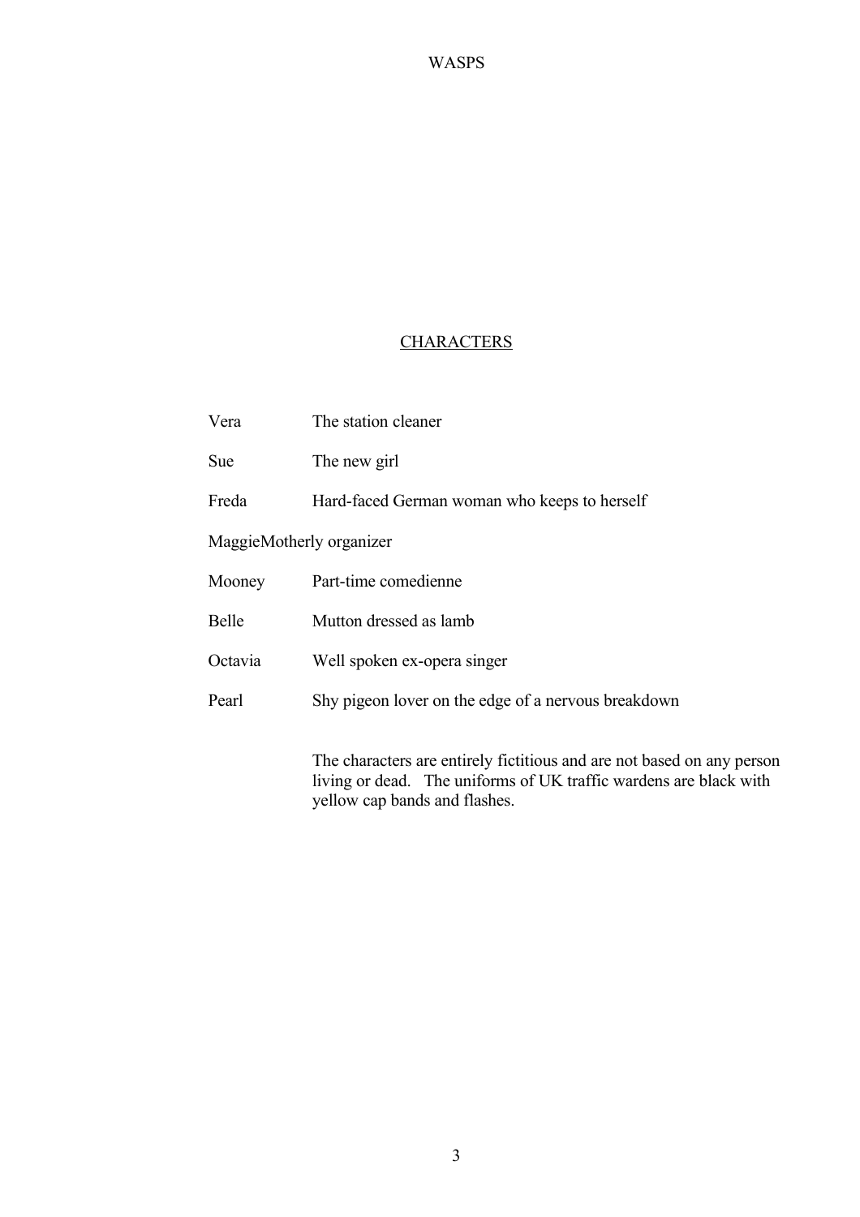## CHARACTERS

| | |
|---|---|
| Vera | The station cleaner |
| Sue | The new girl |
| Freda | Hard-faced German woman who keeps to herself |
| Maggie | Motherly organizer |
| Mooney | Part-time comedienne |
| Belle | Mutton dressed as lamb |
| Octavia | Well spoken ex-opera singer |
| Pearl | Shy pigeon lover on the edge of a nervous breakdown |

The characters are entirely fictitious and are not based on any person living or dead. The uniforms of UK traffic wardens are black with yellow cap bands and flashes.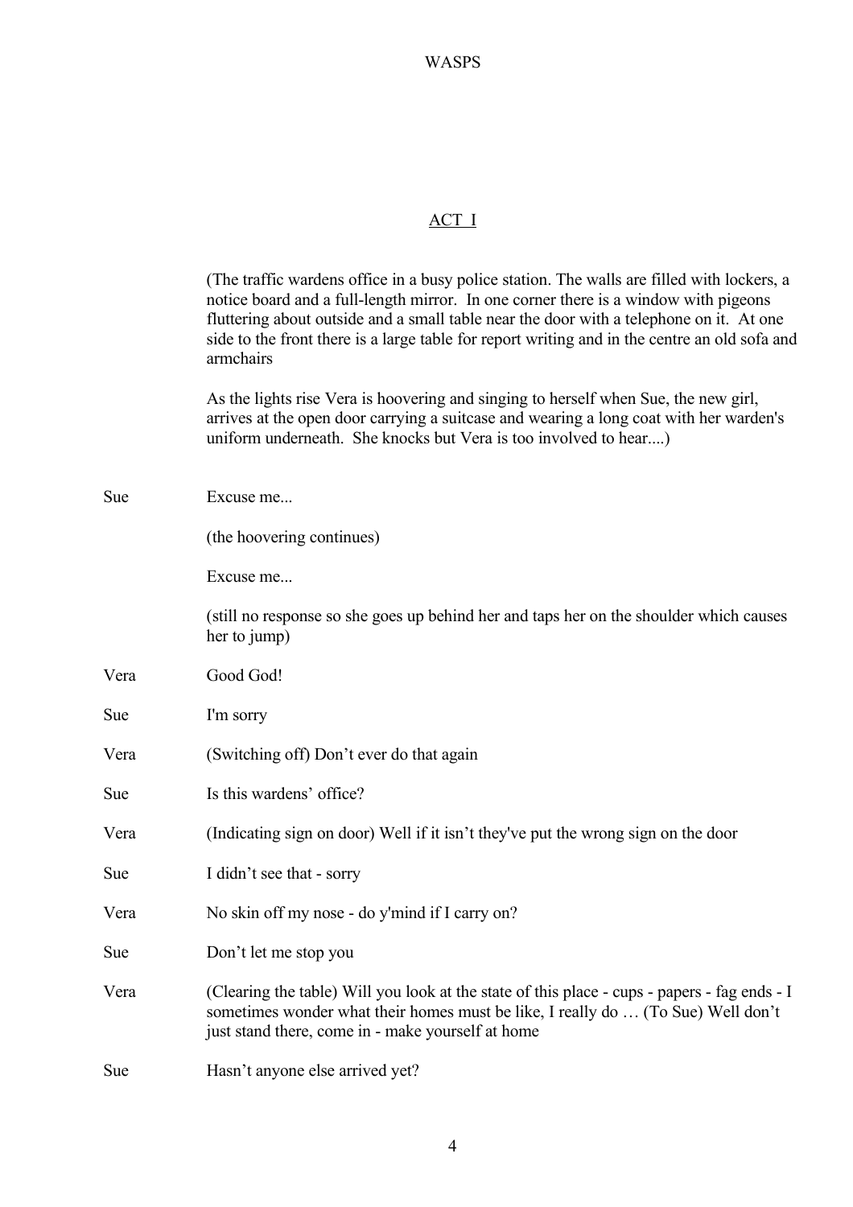## ACT I

(The traffic wardens office in a busy police station. The walls are filled with lockers, a notice board and a full-length mirror. In one corner there is a window with pigeons fluttering about outside and a small table near the door with a telephone on it. At one side to the front there is a large table for report writing and in the centre an old sofa and armchairs

As the lights rise Vera is hoovering and singing to herself when Sue, the new girl, arrives at the open door carrying a suitcase and wearing a long coat with her warden's uniform underneath. She knocks but Vera is too involved to hear....)

**Sue** Excuse me...

(the hoovering continues)

Excuse me...

(still no response so she goes up behind her and taps her on the shoulder which causes her to jump)

**Vera** Good God!

**Sue** I'm sorry

**Vera** (Switching off) Don't ever do that again

**Sue** Is this wardens' office?

**Vera** (Indicating sign on door) Well if it isn't they've put the wrong sign on the door

**Sue** I didn't see that - sorry

**Vera** No skin off my nose - do y'mind if I carry on?

**Sue** Don't let me stop you

**Vera** (Clearing the table) Will you look at the state of this place - cups - papers - fag ends - I sometimes wonder what their homes must be like, I really do … (To Sue) Well don't just stand there, come in - make yourself at home

**Sue** Hasn't anyone else arrived yet?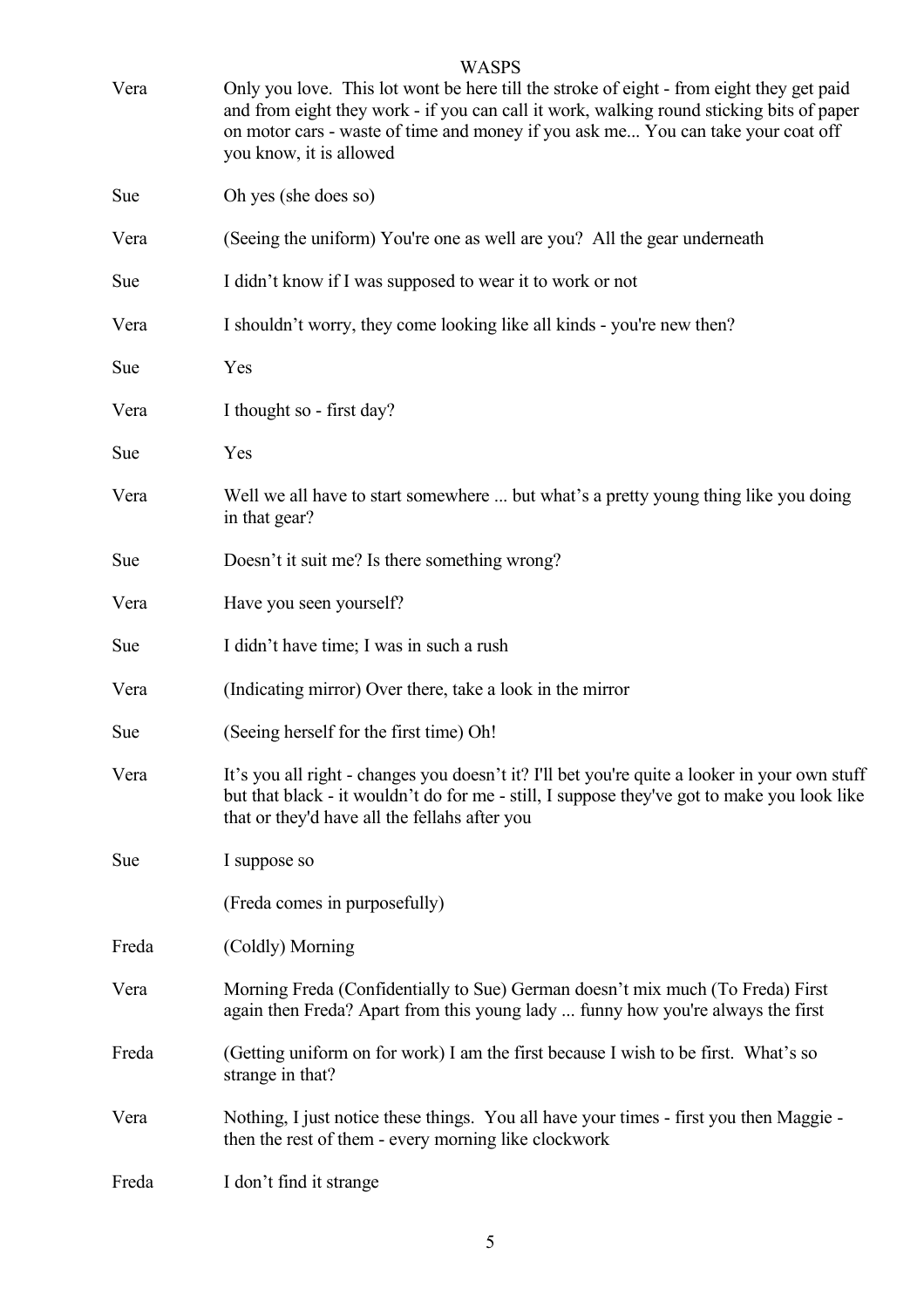Vera Only you love. This lot wont be here till the stroke of eight - from eight they get paid and from eight they work - if you can call it work, walking round sticking bits of paper on motor cars - waste of time and money if you ask me... You can take your coat off you know, it is allowed

Sue Oh yes (she does so)

Vera (Seeing the uniform) You're one as well are you? All the gear underneath

Sue I didn't know if I was supposed to wear it to work or not

Vera I shouldn't worry, they come looking like all kinds - you're new then?

Sue Yes

Vera I thought so - first day?

Sue Yes

Vera Well we all have to start somewhere ... but what's a pretty young thing like you doing in that gear?

Sue Doesn't it suit me? Is there something wrong?

Vera Have you seen yourself?

Sue I didn't have time; I was in such a rush

Vera (Indicating mirror) Over there, take a look in the mirror

Sue (Seeing herself for the first time) Oh!

Vera It's you all right - changes you doesn't it? I'll bet you're quite a looker in your own stuff but that black - it wouldn't do for me - still, I suppose they've got to make you look like that or they'd have all the fellahs after you

Sue I suppose so

(Freda comes in purposefully)

Freda (Coldly) Morning

Vera Morning Freda (Confidentially to Sue) German doesn't mix much (To Freda) First again then Freda? Apart from this young lady ... funny how you're always the first

Freda (Getting uniform on for work) I am the first because I wish to be first. What's so strange in that?

Vera Nothing, I just notice these things. You all have your times - first you then Maggie - then the rest of them - every morning like clockwork

Freda I don't find it strange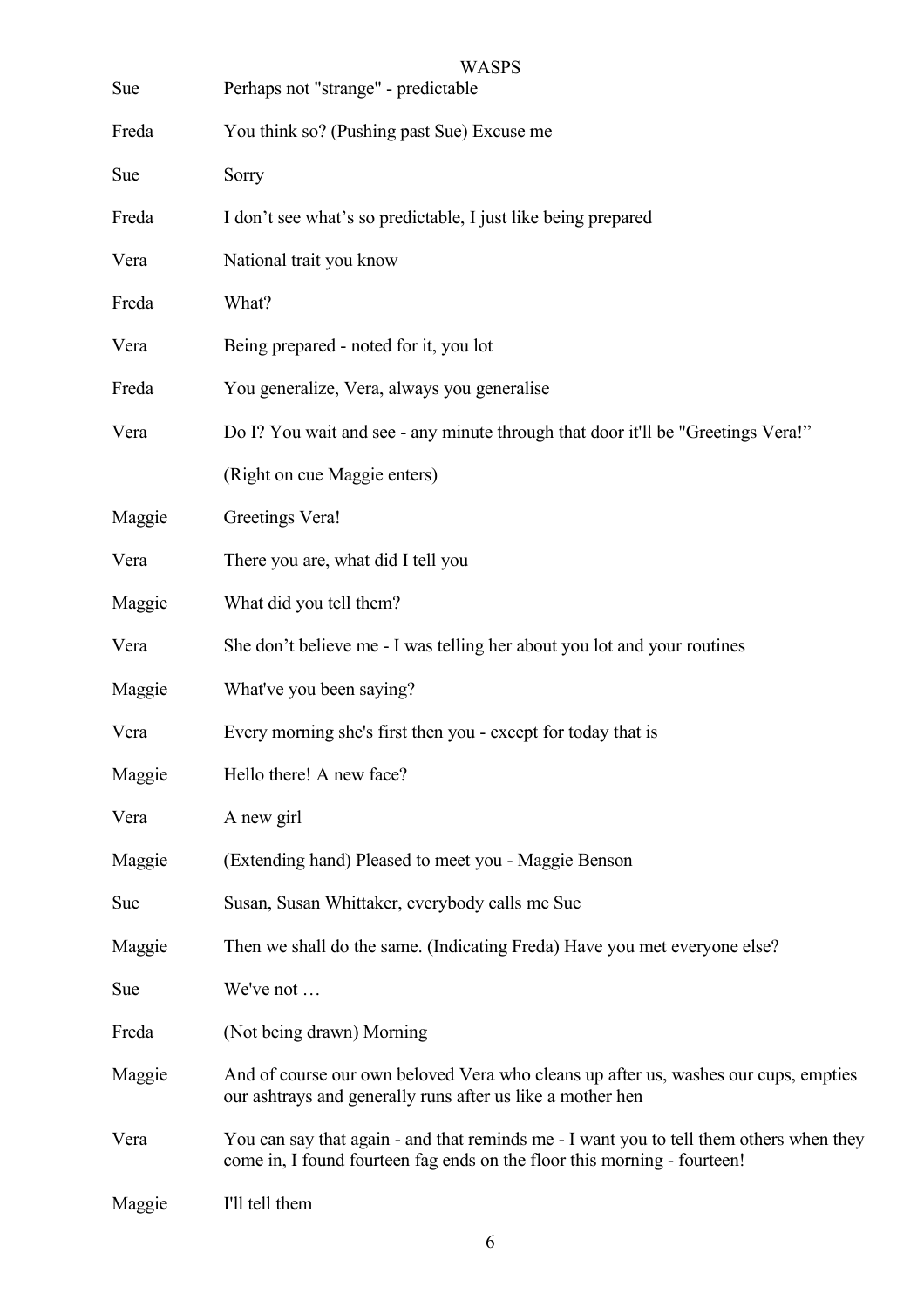| | |
|---|---|
| Sue | Perhaps not "strange" - predictable |
| Freda | You think so? (Pushing past Sue) Excuse me |
| Sue | Sorry |
| Freda | I don’t see what’s so predictable, I just like being prepared |
| Vera | National trait you know |
| Freda | What? |
| Vera | Being prepared - noted for it, you lot |
| Freda | You generalize, Vera, always you generalise |
| Vera | Do I? You wait and see - any minute through that door it'll be "Greetings Vera!” |
| | (Right on cue Maggie enters) |
| Maggie | Greetings Vera! |
| Vera | There you are, what did I tell you |
| Maggie | What did you tell them? |
| Vera | She don’t believe me - I was telling her about you lot and your routines |
| Maggie | What've you been saying? |
| Vera | Every morning she's first then you - except for today that is |
| Maggie | Hello there! A new face? |
| Vera | A new girl |
| Maggie | (Extending hand) Pleased to meet you - Maggie Benson |
| Sue | Susan, Susan Whittaker, everybody calls me Sue |
| Maggie | Then we shall do the same. (Indicating Freda) Have you met everyone else? |
| Sue | We've not … |
| Freda | (Not being drawn) Morning |
| Maggie | And of course our own beloved Vera who cleans up after us, washes our cups, empties our ashtrays and generally runs after us like a mother hen |
| Vera | You can say that again - and that reminds me - I want you to tell them others when they come in, I found fourteen fag ends on the floor this morning - fourteen! |
| Maggie | I'll tell them |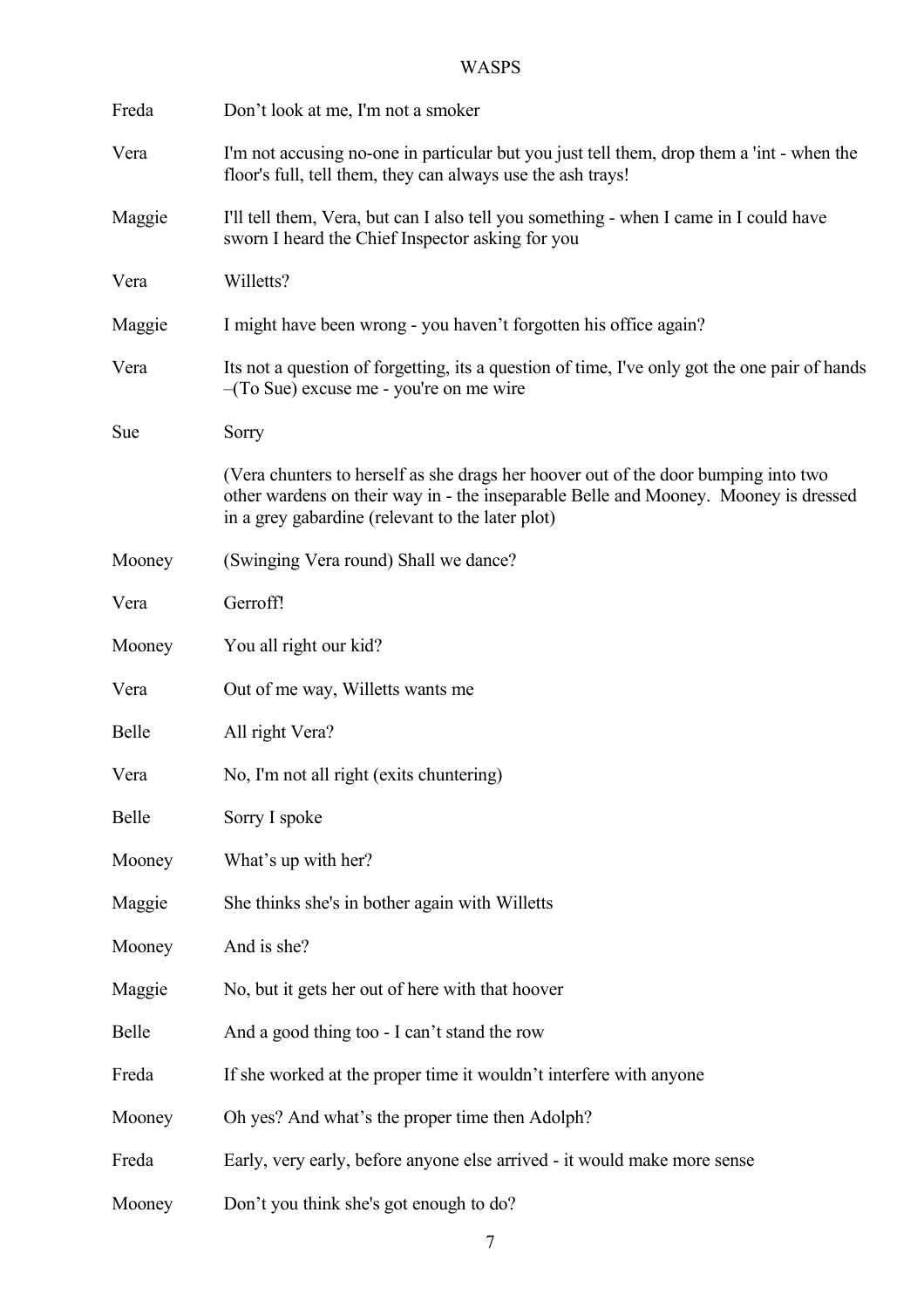Freda	Don't look at me, I'm not a smoker

Vera	I'm not accusing no-one in particular but you just tell them, drop them a 'int - when the floor's full, tell them, they can always use the ash trays!

Maggie	I'll tell them, Vera, but can I also tell you something - when I came in I could have sworn I heard the Chief Inspector asking for you

Vera	Willetts?

Maggie	I might have been wrong - you haven't forgotten his office again?

Vera	Its not a question of forgetting, its a question of time, I've only got the one pair of hands –(To Sue) excuse me - you're on me wire

Sue	Sorry

(Vera chunters to herself as she drags her hoover out of the door bumping into two other wardens on their way in - the inseparable Belle and Mooney. Mooney is dressed in a grey gabardine (relevant to the later plot)

Mooney	(Swinging Vera round) Shall we dance?

Vera	Gerroff!

Mooney	You all right our kid?

Vera	Out of me way, Willetts wants me

Belle	All right Vera?

Vera	No, I'm not all right (exits chuntering)

Belle	Sorry I spoke

Mooney	What's up with her?

Maggie	She thinks she's in bother again with Willetts

Mooney	And is she?

Maggie	No, but it gets her out of here with that hoover

Belle	And a good thing too - I can't stand the row

Freda	If she worked at the proper time it wouldn't interfere with anyone

Mooney	Oh yes? And what's the proper time then Adolph?

Freda	Early, very early, before anyone else arrived - it would make more sense

Mooney	Don't you think she's got enough to do?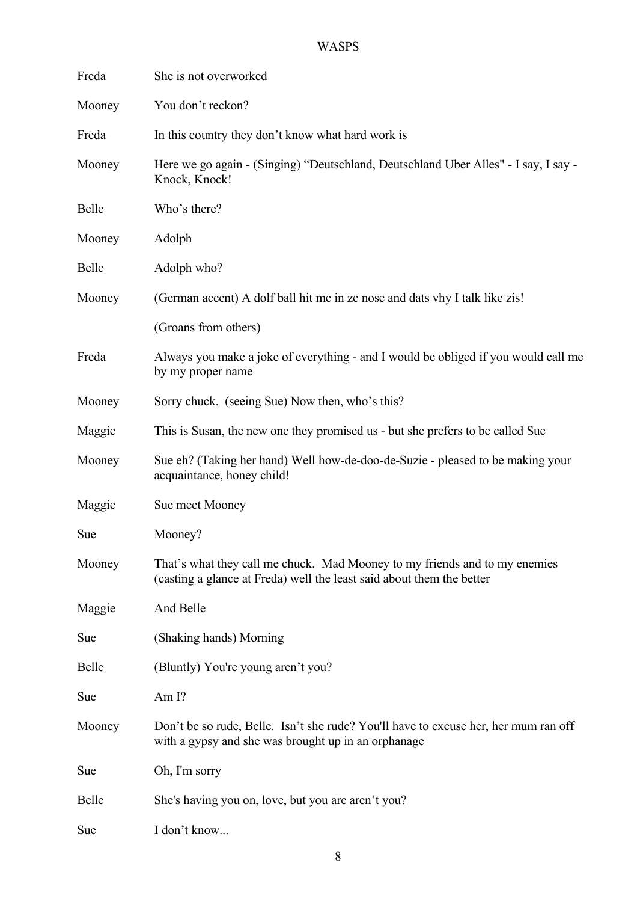| | |
|---|---|
| Freda | She is not overworked |
| Mooney | You don't reckon? |
| Freda | In this country they don't know what hard work is |
| Mooney | Here we go again - (Singing) "Deutschland, Deutschland Uber Alles" - I say, I say - Knock, Knock! |
| Belle | Who's there? |
| Mooney | Adolph |
| Belle | Adolph who? |
| Mooney | (German accent) A dolf ball hit me in ze nose and dats vhy I talk like zis! |
| | (Groans from others) |
| Freda | Always you make a joke of everything - and I would be obliged if you would call me by my proper name |
| Mooney | Sorry chuck. (seeing Sue) Now then, who's this? |
| Maggie | This is Susan, the new one they promised us - but she prefers to be called Sue |
| Mooney | Sue eh? (Taking her hand) Well how-de-doo-de-Suzie - pleased to be making your acquaintance, honey child! |
| Maggie | Sue meet Mooney |
| Sue | Mooney? |
| Mooney | That's what they call me chuck. Mad Mooney to my friends and to my enemies (casting a glance at Freda) well the least said about them the better |
| Maggie | And Belle |
| Sue | (Shaking hands) Morning |
| Belle | (Bluntly) You're young aren't you? |
| Sue | Am I? |
| Mooney | Don't be so rude, Belle. Isn't she rude? You'll have to excuse her, her mum ran off with a gypsy and she was brought up in an orphanage |
| Sue | Oh, I'm sorry |
| Belle | She's having you on, love, but you are aren't you? |
| Sue | I don't know... |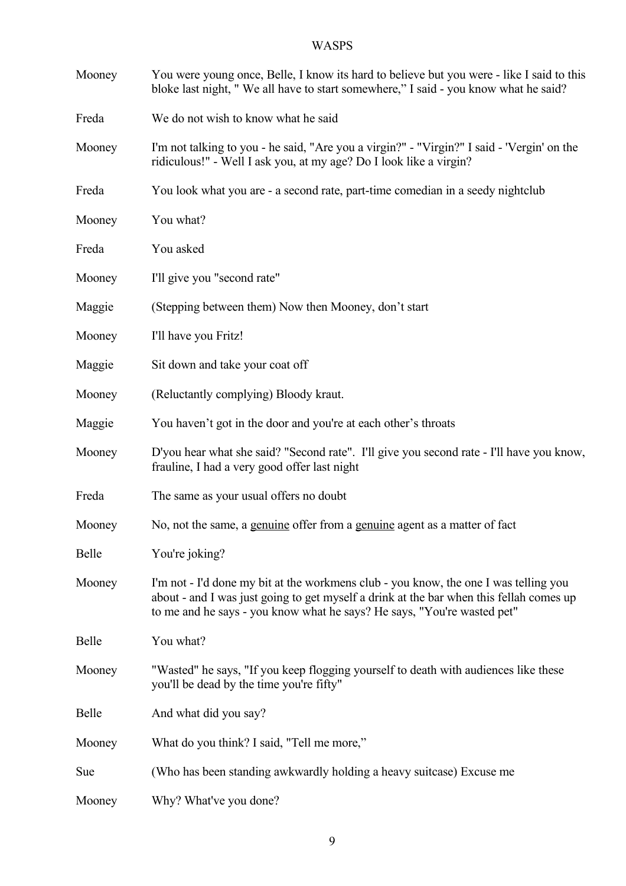Mooney	You were young once, Belle, I know its hard to believe but you were - like I said to this bloke last night, " We all have to start somewhere," I said - you know what he said?

Freda	We do not wish to know what he said

Mooney	I'm not talking to you - he said, "Are you a virgin?" - "Virgin?" I said - 'Vergin' on the ridiculous!" - Well I ask you, at my age? Do I look like a virgin?

Freda	You look what you are - a second rate, part-time comedian in a seedy nightclub

Mooney	You what?

Freda	You asked

Mooney	I'll give you "second rate"

Maggie	(Stepping between them) Now then Mooney, don't start

Mooney	I'll have you Fritz!

Maggie	Sit down and take your coat off

Mooney	(Reluctantly complying) Bloody kraut.

Maggie	You haven't got in the door and you're at each other's throats

Mooney	D'you hear what she said? "Second rate". I'll give you second rate - I'll have you know, frauline, I had a very good offer last night

Freda	The same as your usual offers no doubt

Mooney	No, not the same, a <u>genuine</u> offer from a <u>genuine</u> agent as a matter of fact

Belle	You're joking?

Mooney	I'm not - I'd done my bit at the workmens club - you know, the one I was telling you about - and I was just going to get myself a drink at the bar when this fellah comes up to me and he says - you know what he says? He says, "You're wasted pet"

Belle	You what?

Mooney	"Wasted" he says, "If you keep flogging yourself to death with audiences like these you'll be dead by the time you're fifty"

Belle	And what did you say?

Mooney	What do you think? I said, "Tell me more,"

Sue	(Who has been standing awkwardly holding a heavy suitcase) Excuse me

Mooney	Why? What've you done?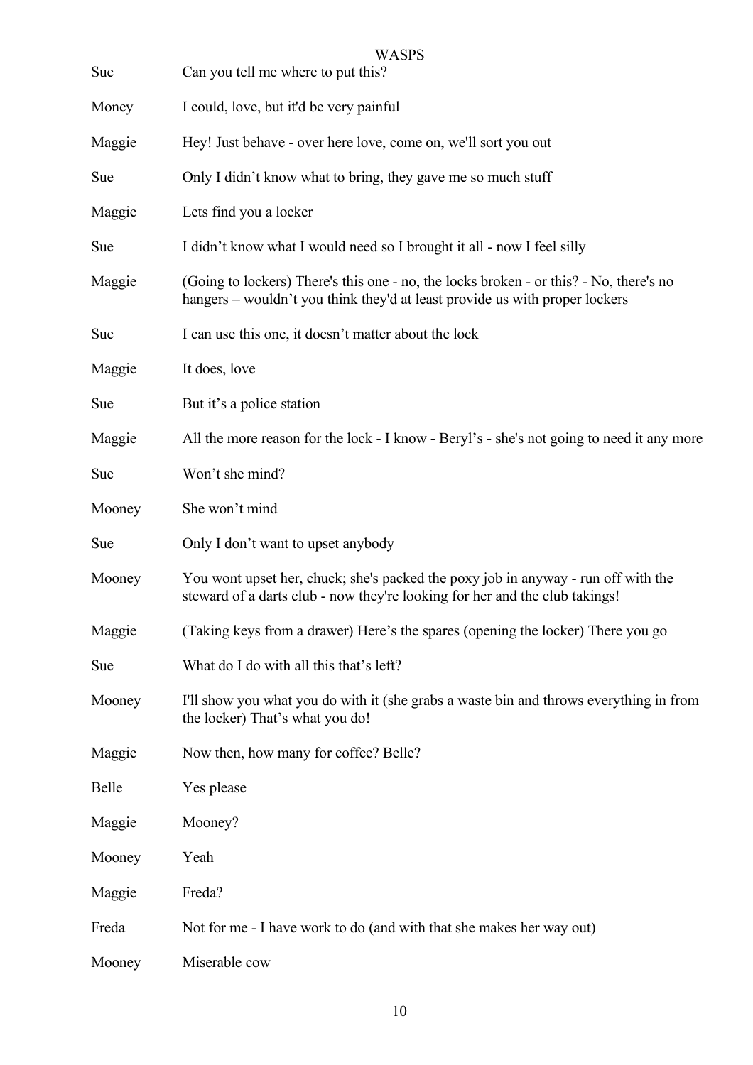| | |
|---|---|
| Sue | Can you tell me where to put this? |
| Money | I could, love, but it'd be very painful |
| Maggie | Hey! Just behave - over here love, come on, we'll sort you out |
| Sue | Only I didn't know what to bring, they gave me so much stuff |
| Maggie | Lets find you a locker |
| Sue | I didn't know what I would need so I brought it all - now I feel silly |
| Maggie | (Going to lockers) There's this one - no, the locks broken - or this? - No, there's no hangers – wouldn't you think they'd at least provide us with proper lockers |
| Sue | I can use this one, it doesn't matter about the lock |
| Maggie | It does, love |
| Sue | But it's a police station |
| Maggie | All the more reason for the lock - I know - Beryl's - she's not going to need it any more |
| Sue | Won't she mind? |
| Mooney | She won't mind |
| Sue | Only I don't want to upset anybody |
| Mooney | You wont upset her, chuck; she's packed the poxy job in anyway - run off with the steward of a darts club - now they're looking for her and the club takings! |
| Maggie | (Taking keys from a drawer) Here's the spares (opening the locker) There you go |
| Sue | What do I do with all this that's left? |
| Mooney | I'll show you what you do with it (she grabs a waste bin and throws everything in from the locker) That's what you do! |
| Maggie | Now then, how many for coffee? Belle? |
| Belle | Yes please |
| Maggie | Mooney? |
| Mooney | Yeah |
| Maggie | Freda? |
| Freda | Not for me - I have work to do (and with that she makes her way out) |
| Mooney | Miserable cow |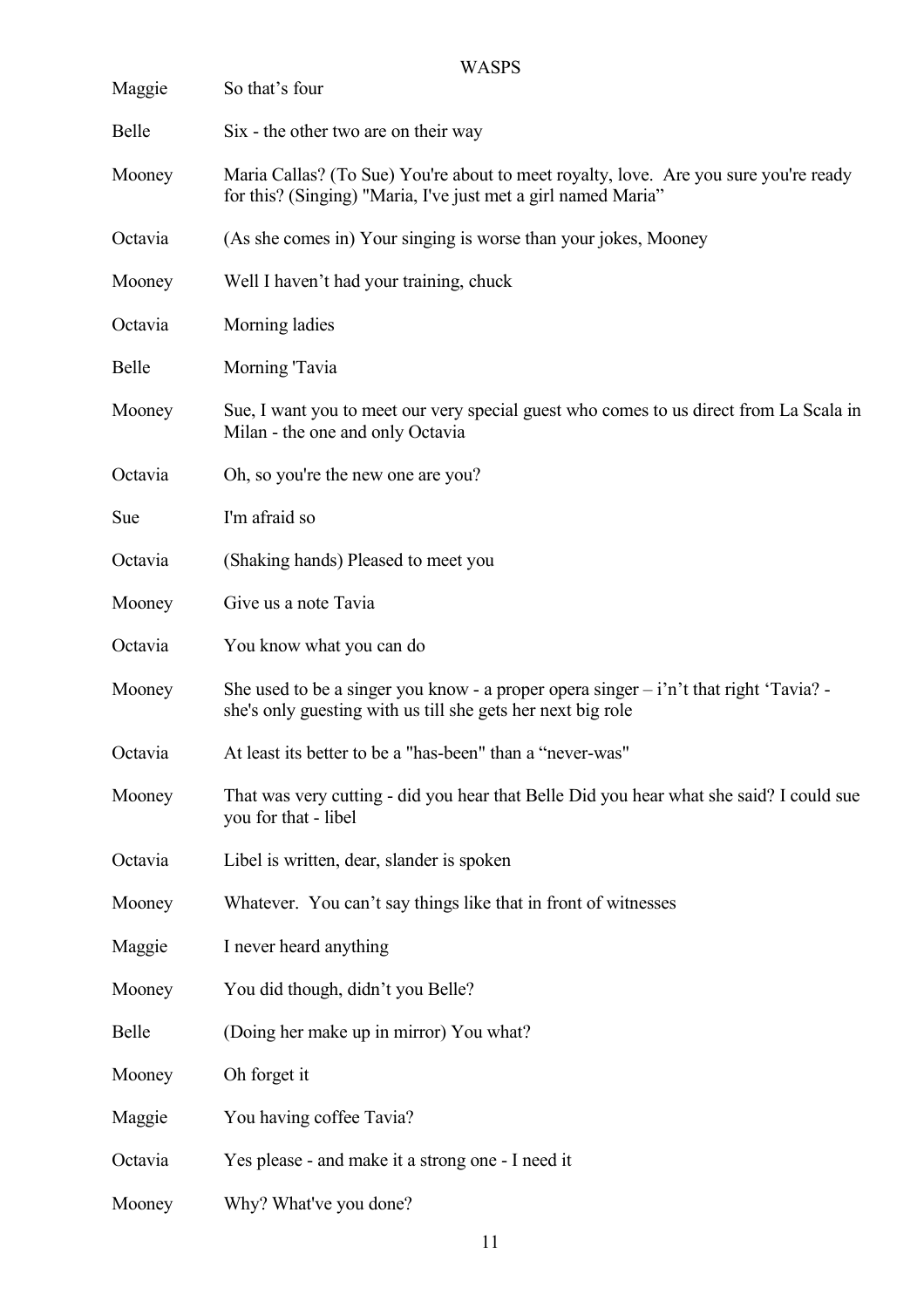Maggie So that's four

Belle Six - the other two are on their way

Mooney Maria Callas? (To Sue) You're about to meet royalty, love. Are you sure you're ready for this? (Singing) "Maria, I've just met a girl named Maria"

Octavia (As she comes in) Your singing is worse than your jokes, Mooney

Mooney Well I haven't had your training, chuck

Octavia Morning ladies

Belle Morning 'Tavia

Mooney Sue, I want you to meet our very special guest who comes to us direct from La Scala in Milan - the one and only Octavia

Octavia Oh, so you're the new one are you?

Sue I'm afraid so

Octavia (Shaking hands) Pleased to meet you

Mooney Give us a note Tavia

Octavia You know what you can do

Mooney She used to be a singer you know - a proper opera singer – i'n't that right 'Tavia? - she's only guesting with us till she gets her next big role

Octavia At least its better to be a "has-been" than a "never-was"

Mooney That was very cutting - did you hear that Belle Did you hear what she said? I could sue you for that - libel

Octavia Libel is written, dear, slander is spoken

Mooney Whatever. You can't say things like that in front of witnesses

Maggie I never heard anything

Mooney You did though, didn't you Belle?

Belle (Doing her make up in mirror) You what?

Mooney Oh forget it

Maggie You having coffee Tavia?

Octavia Yes please - and make it a strong one - I need it

Mooney Why? What've you done?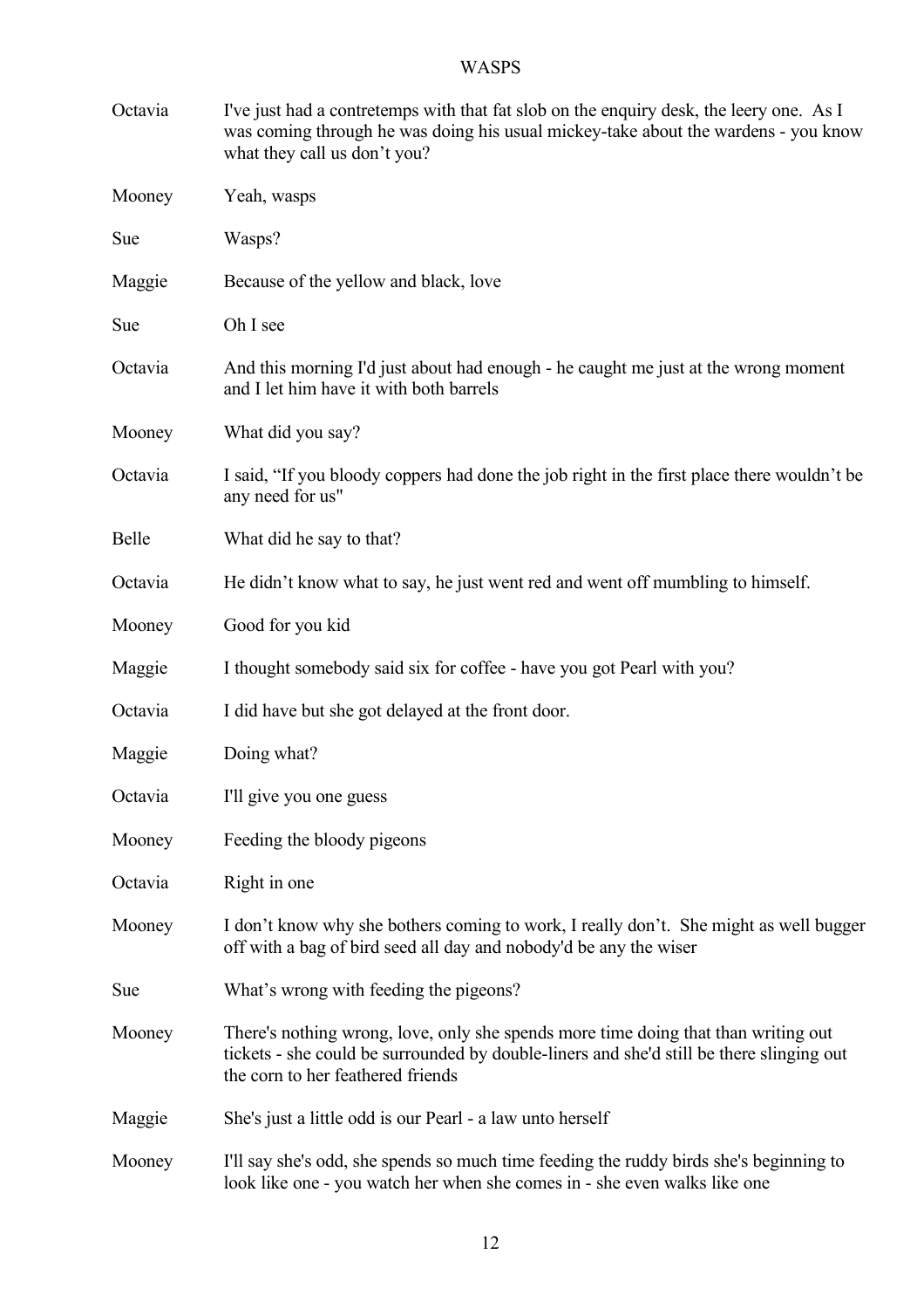| | |
|---|---|
| Octavia | I've just had a contretemps with that fat slob on the enquiry desk, the leery one. As I was coming through he was doing his usual mickey-take about the wardens - you know what they call us don't you? |
| Mooney | Yeah, wasps |
| Sue | Wasps? |
| Maggie | Because of the yellow and black, love |
| Sue | Oh I see |
| Octavia | And this morning I'd just about had enough - he caught me just at the wrong moment and I let him have it with both barrels |
| Mooney | What did you say? |
| Octavia | I said, "If you bloody coppers had done the job right in the first place there wouldn't be any need for us" |
| Belle | What did he say to that? |
| Octavia | He didn't know what to say, he just went red and went off mumbling to himself. |
| Mooney | Good for you kid |
| Maggie | I thought somebody said six for coffee - have you got Pearl with you? |
| Octavia | I did have but she got delayed at the front door. |
| Maggie | Doing what? |
| Octavia | I'll give you one guess |
| Mooney | Feeding the bloody pigeons |
| Octavia | Right in one |
| Mooney | I don't know why she bothers coming to work, I really don't. She might as well bugger off with a bag of bird seed all day and nobody'd be any the wiser |
| Sue | What's wrong with feeding the pigeons? |
| Mooney | There's nothing wrong, love, only she spends more time doing that than writing out tickets - she could be surrounded by double-liners and she'd still be there slinging out the corn to her feathered friends |
| Maggie | She's just a little odd is our Pearl - a law unto herself |
| Mooney | I'll say she's odd, she spends so much time feeding the ruddy birds she's beginning to look like one - you watch her when she comes in - she even walks like one |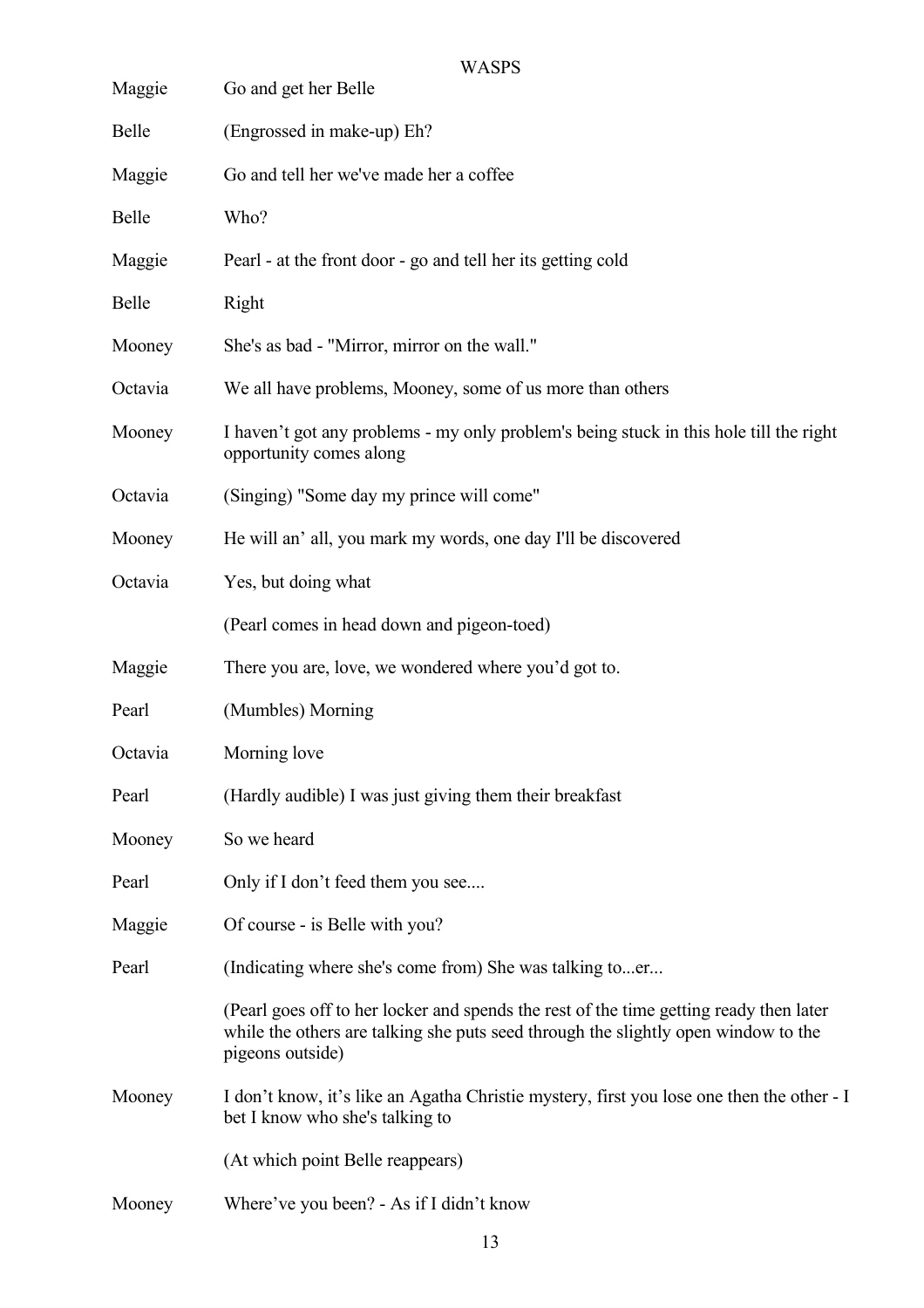| | |
|---|---|
| Maggie | Go and get her Belle |
| Belle | (Engrossed in make-up) Eh? |
| Maggie | Go and tell her we've made her a coffee |
| Belle | Who? |
| Maggie | Pearl - at the front door - go and tell her its getting cold |
| Belle | Right |
| Mooney | She's as bad - "Mirror, mirror on the wall." |
| Octavia | We all have problems, Mooney, some of us more than others |
| Mooney | I haven't got any problems - my only problem's being stuck in this hole till the right opportunity comes along |
| Octavia | (Singing) "Some day my prince will come" |
| Mooney | He will an' all, you mark my words, one day I'll be discovered |
| Octavia | Yes, but doing what |
| | (Pearl comes in head down and pigeon-toed) |
| Maggie | There you are, love, we wondered where you'd got to. |
| Pearl | (Mumbles) Morning |
| Octavia | Morning love |
| Pearl | (Hardly audible) I was just giving them their breakfast |
| Mooney | So we heard |
| Pearl | Only if I don't feed them you see.... |
| Maggie | Of course - is Belle with you? |
| Pearl | (Indicating where she's come from) She was talking to...er... |
| | (Pearl goes off to her locker and spends the rest of the time getting ready then later while the others are talking she puts seed through the slightly open window to the pigeons outside) |
| Mooney | I don't know, it's like an Agatha Christie mystery, first you lose one then the other - I bet I know who she's talking to |
| | (At which point Belle reappears) |
| Mooney | Where've you been? - As if I didn't know |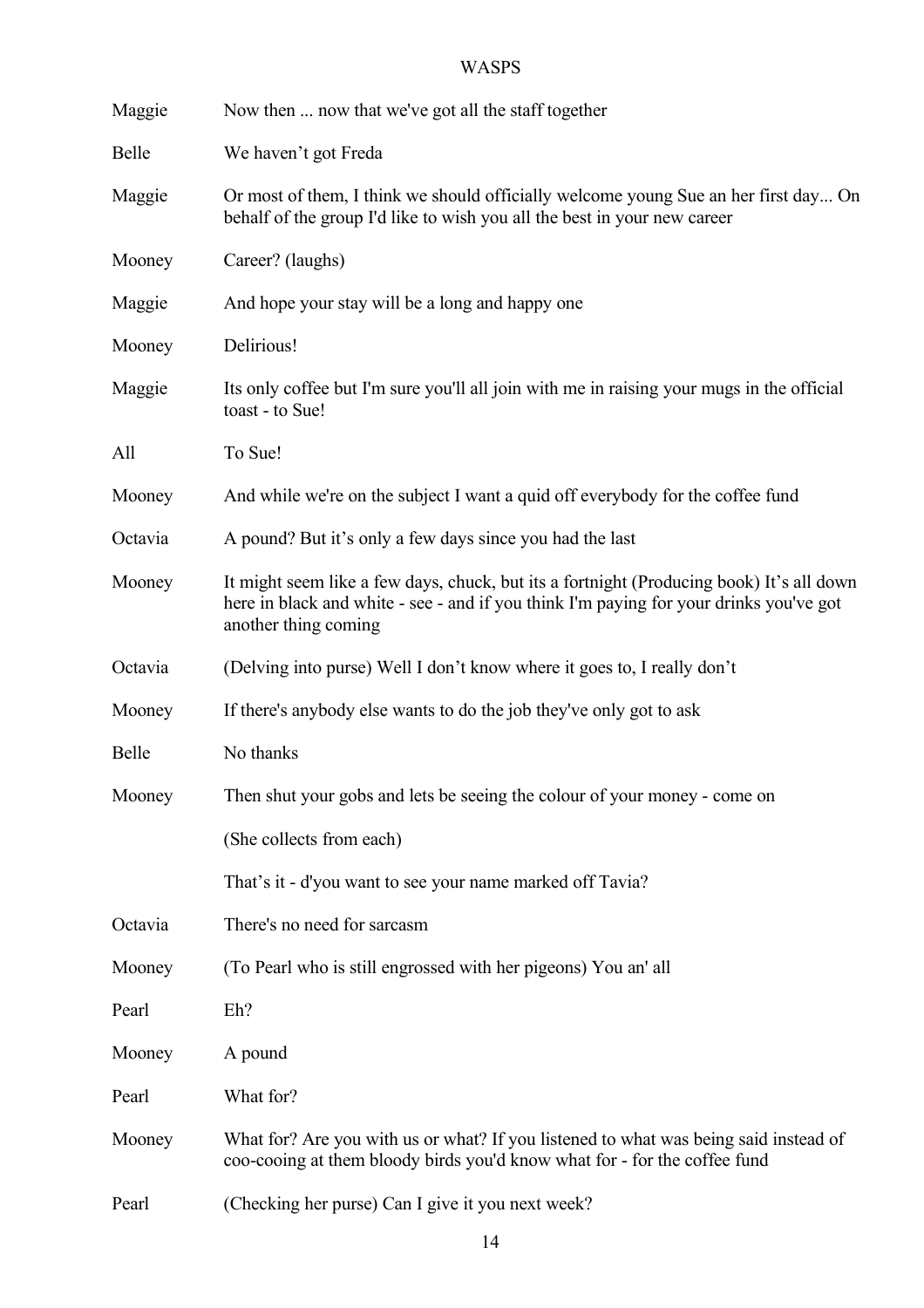Maggie Now then ... now that we've got all the staff together

Belle We haven't got Freda

Maggie Or most of them, I think we should officially welcome young Sue an her first day... On behalf of the group I'd like to wish you all the best in your new career

Mooney Career? (laughs)

Maggie And hope your stay will be a long and happy one

Mooney Delirious!

Maggie Its only coffee but I'm sure you'll all join with me in raising your mugs in the official toast - to Sue!

All To Sue!

Mooney And while we're on the subject I want a quid off everybody for the coffee fund

Octavia A pound? But it's only a few days since you had the last

Mooney It might seem like a few days, chuck, but its a fortnight (Producing book) It's all down here in black and white - see - and if you think I'm paying for your drinks you've got another thing coming

Octavia (Delving into purse) Well I don't know where it goes to, I really don't

Mooney If there's anybody else wants to do the job they've only got to ask

Belle No thanks

Mooney Then shut your gobs and lets be seeing the colour of your money - come on

(She collects from each)

That's it - d'you want to see your name marked off Tavia?

Octavia There's no need for sarcasm

Mooney (To Pearl who is still engrossed with her pigeons) You an' all

Pearl Eh?

Mooney A pound

Pearl What for?

Mooney What for? Are you with us or what? If you listened to what was being said instead of coo-cooing at them bloody birds you'd know what for - for the coffee fund

Pearl (Checking her purse) Can I give it you next week?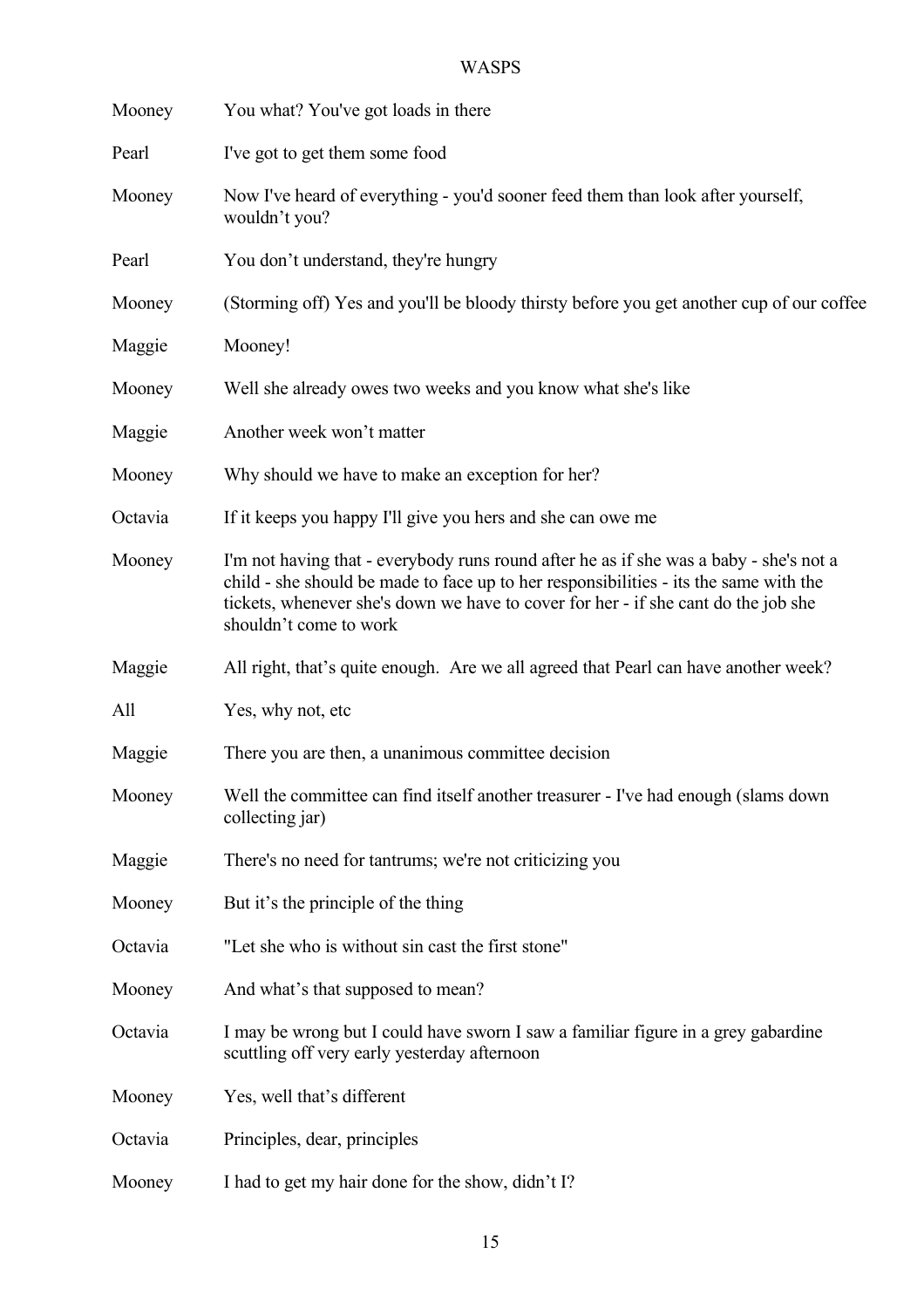| | |
|---|---|
| Mooney | You what? You've got loads in there |
| Pearl | I've got to get them some food |
| Mooney | Now I've heard of everything - you'd sooner feed them than look after yourself, wouldn't you? |
| Pearl | You don't understand, they're hungry |
| Mooney | (Storming off) Yes and you'll be bloody thirsty before you get another cup of our coffee |
| Maggie | Mooney! |
| Mooney | Well she already owes two weeks and you know what she's like |
| Maggie | Another week won't matter |
| Mooney | Why should we have to make an exception for her? |
| Octavia | If it keeps you happy I'll give you hers and she can owe me |
| Mooney | I'm not having that - everybody runs round after he as if she was a baby - she's not a child - she should be made to face up to her responsibilities - its the same with the tickets, whenever she's down we have to cover for her - if she cant do the job she shouldn't come to work |
| Maggie | All right, that's quite enough. Are we all agreed that Pearl can have another week? |
| All | Yes, why not, etc |
| Maggie | There you are then, a unanimous committee decision |
| Mooney | Well the committee can find itself another treasurer - I've had enough (slams down collecting jar) |
| Maggie | There's no need for tantrums; we're not criticizing you |
| Mooney | But it's the principle of the thing |
| Octavia | "Let she who is without sin cast the first stone" |
| Mooney | And what's that supposed to mean? |
| Octavia | I may be wrong but I could have sworn I saw a familiar figure in a grey gabardine scuttling off very early yesterday afternoon |
| Mooney | Yes, well that's different |
| Octavia | Principles, dear, principles |
| Mooney | I had to get my hair done for the show, didn't I? |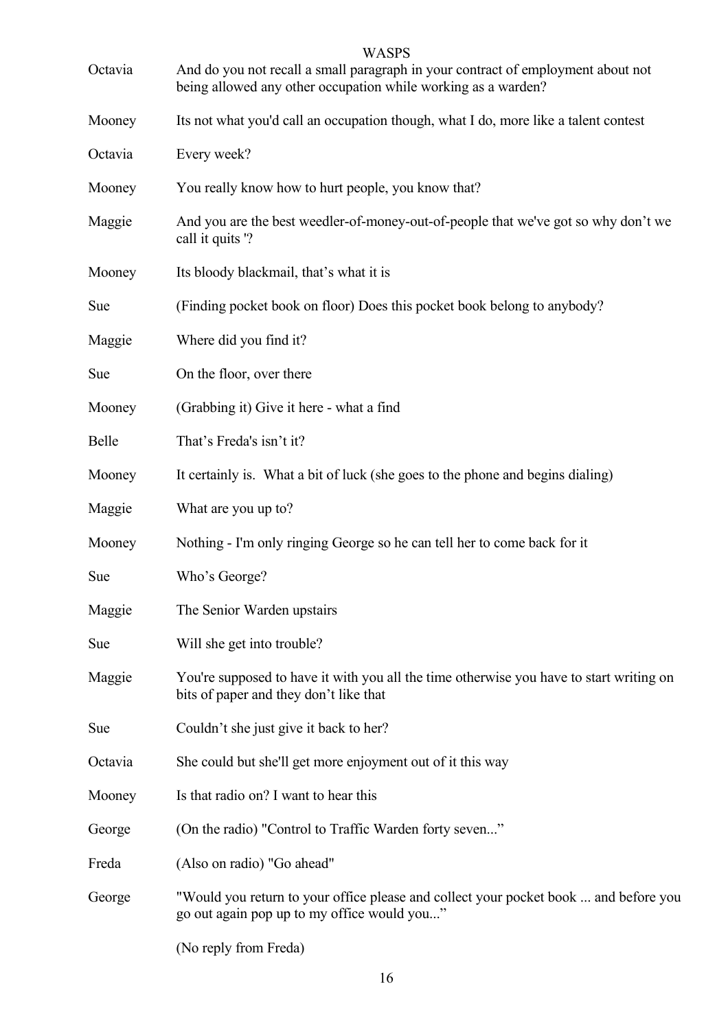| | |
|---|---|
| Octavia | And do you not recall a small paragraph in your contract of employment about not being allowed any other occupation while working as a warden? |
| Mooney | Its not what you'd call an occupation though, what I do, more like a talent contest |
| Octavia | Every week? |
| Mooney | You really know how to hurt people, you know that? |
| Maggie | And you are the best weedler-of-money-out-of-people that we've got so why don't we call it quits '? |
| Mooney | Its bloody blackmail, that's what it is |
| Sue | (Finding pocket book on floor) Does this pocket book belong to anybody? |
| Maggie | Where did you find it? |
| Sue | On the floor, over there |
| Mooney | (Grabbing it) Give it here - what a find |
| Belle | That's Freda's isn't it? |
| Mooney | It certainly is. What a bit of luck (she goes to the phone and begins dialing) |
| Maggie | What are you up to? |
| Mooney | Nothing - I'm only ringing George so he can tell her to come back for it |
| Sue | Who's George? |
| Maggie | The Senior Warden upstairs |
| Sue | Will she get into trouble? |
| Maggie | You're supposed to have it with you all the time otherwise you have to start writing on bits of paper and they don't like that |
| Sue | Couldn't she just give it back to her? |
| Octavia | She could but she'll get more enjoyment out of it this way |
| Mooney | Is that radio on? I want to hear this |
| George | (On the radio) "Control to Traffic Warden forty seven..." |
| Freda | (Also on radio) "Go ahead" |
| George | "Would you return to your office please and collect your pocket book ... and before you go out again pop up to my office would you..." |
| | (No reply from Freda) |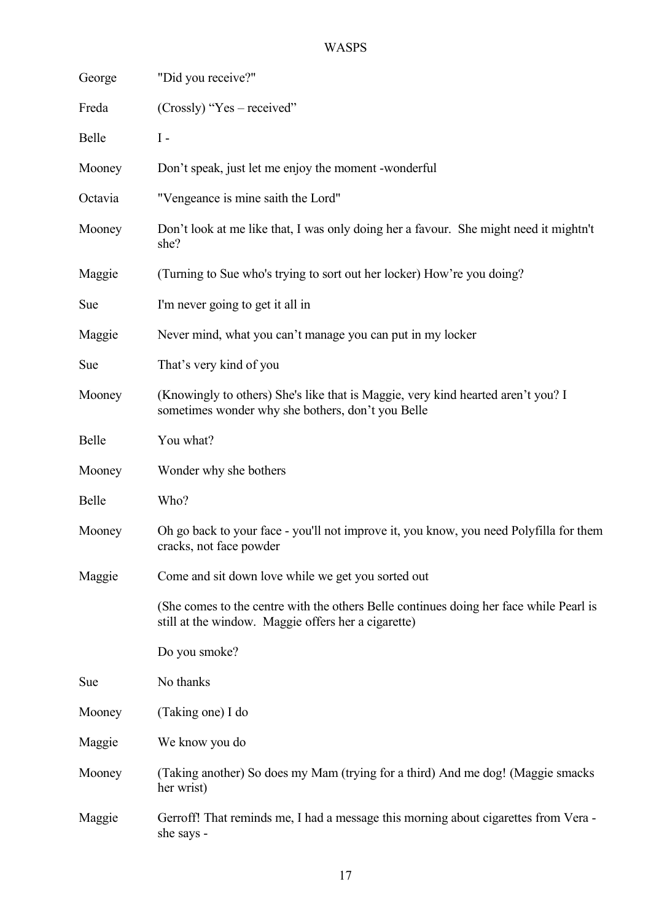**George** "Did you receive?"

**Freda** (Crossly) "Yes – received"

**Belle** I -

**Mooney** Don't speak, just let me enjoy the moment -wonderful

**Octavia** "Vengeance is mine saith the Lord"

**Mooney** Don't look at me like that, I was only doing her a favour. She might need it mightn't she?

**Maggie** (Turning to Sue who's trying to sort out her locker) How're you doing?

**Sue** I'm never going to get it all in

**Maggie** Never mind, what you can't manage you can put in my locker

**Sue** That's very kind of you

**Mooney** (Knowingly to others) She's like that is Maggie, very kind hearted aren't you? I sometimes wonder why she bothers, don't you Belle

**Belle** You what?

**Mooney** Wonder why she bothers

**Belle** Who?

**Mooney** Oh go back to your face - you'll not improve it, you know, you need Polyfilla for them cracks, not face powder

**Maggie** Come and sit down love while we get you sorted out

(She comes to the centre with the others Belle continues doing her face while Pearl is still at the window. Maggie offers her a cigarette)

Do you smoke?

**Sue** No thanks

**Mooney** (Taking one) I do

**Maggie** We know you do

**Mooney** (Taking another) So does my Mam (trying for a third) And me dog! (Maggie smacks her wrist)

**Maggie** Gerroff! That reminds me, I had a message this morning about cigarettes from Vera - she says -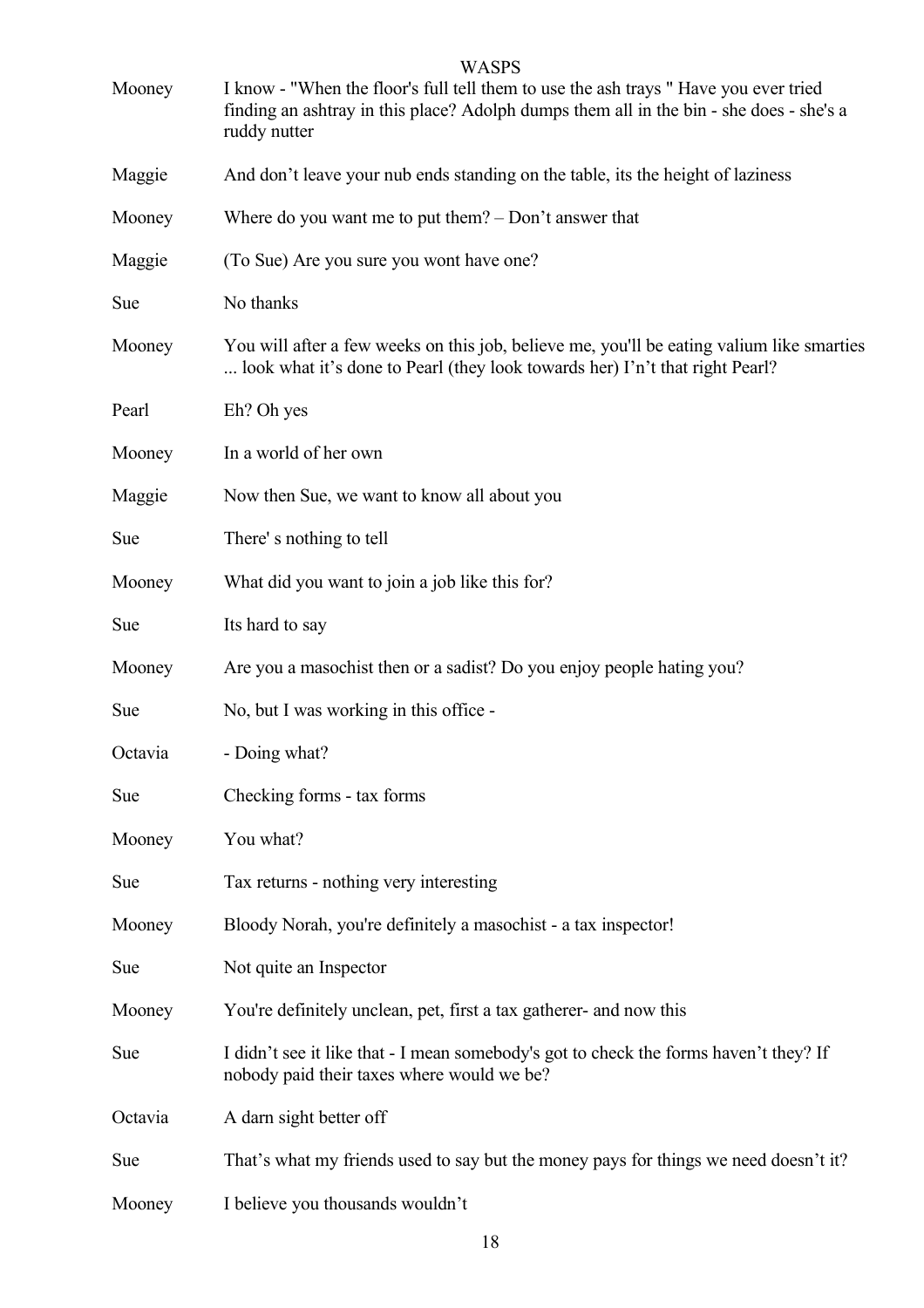Mooney I know - "When the floor's full tell them to use the ash trays " Have you ever tried finding an ashtray in this place? Adolph dumps them all in the bin - she does - she's a ruddy nutter

Maggie And don't leave your nub ends standing on the table, its the height of laziness

Mooney Where do you want me to put them? – Don't answer that

Maggie (To Sue) Are you sure you wont have one?

Sue No thanks

Mooney You will after a few weeks on this job, believe me, you'll be eating valium like smarties ... look what it's done to Pearl (they look towards her) I'n't that right Pearl?

Pearl Eh? Oh yes

Mooney In a world of her own

Maggie Now then Sue, we want to know all about you

Sue There' s nothing to tell

Mooney What did you want to join a job like this for?

Sue Its hard to say

Mooney Are you a masochist then or a sadist? Do you enjoy people hating you?

Sue No, but I was working in this office -

Octavia - Doing what?

Sue Checking forms - tax forms

Mooney You what?

Sue Tax returns - nothing very interesting

Mooney Bloody Norah, you're definitely a masochist - a tax inspector!

Sue Not quite an Inspector

Mooney You're definitely unclean, pet, first a tax gatherer- and now this

Sue I didn't see it like that - I mean somebody's got to check the forms haven't they? If nobody paid their taxes where would we be?

Octavia A darn sight better off

Sue That's what my friends used to say but the money pays for things we need doesn't it?

Mooney I believe you thousands wouldn't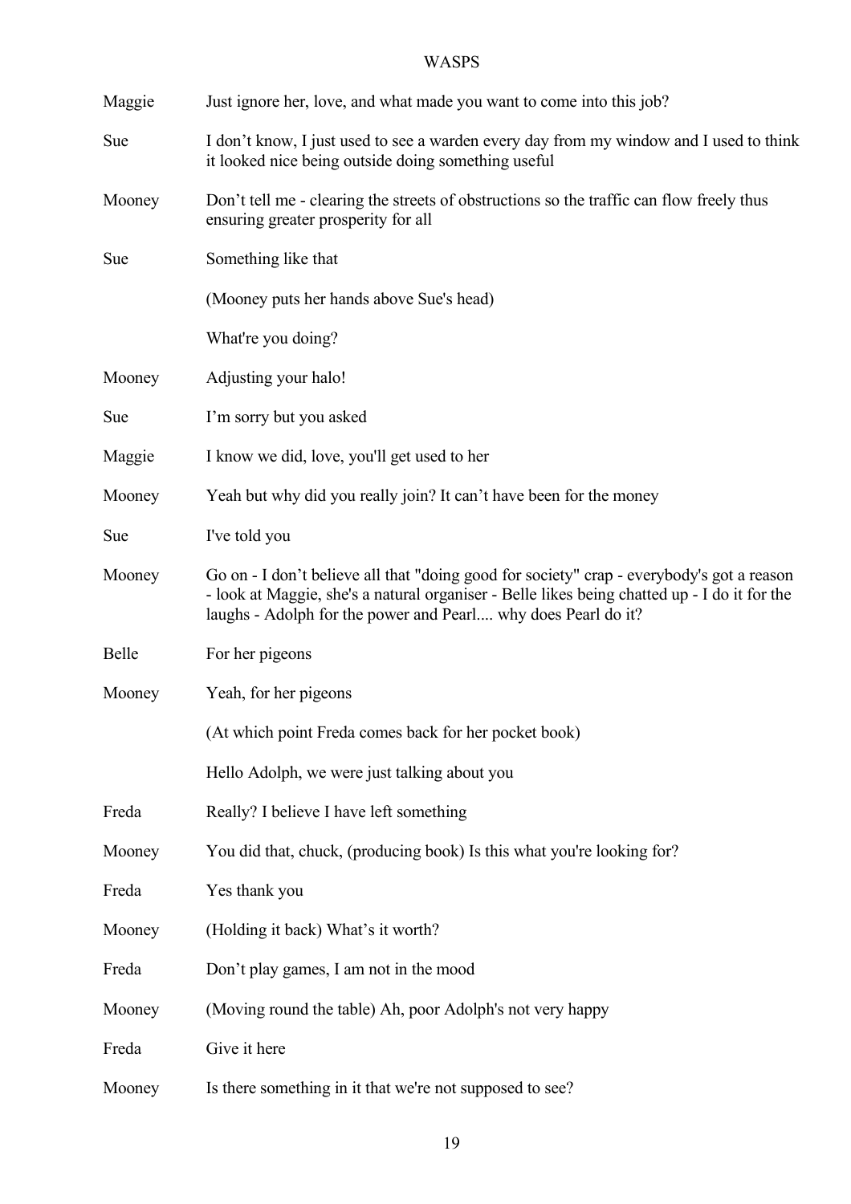Maggie Just ignore her, love, and what made you want to come into this job?

Sue I don't know, I just used to see a warden every day from my window and I used to think it looked nice being outside doing something useful

Mooney Don't tell me - clearing the streets of obstructions so the traffic can flow freely thus ensuring greater prosperity for all

Sue Something like that

(Mooney puts her hands above Sue's head)

What're you doing?

Mooney Adjusting your halo!

Sue I'm sorry but you asked

Maggie I know we did, love, you'll get used to her

Mooney Yeah but why did you really join? It can't have been for the money

Sue I've told you

Mooney Go on - I don't believe all that "doing good for society" crap - everybody's got a reason - look at Maggie, she's a natural organiser - Belle likes being chatted up - I do it for the laughs - Adolph for the power and Pearl.... why does Pearl do it?

Belle For her pigeons

Mooney Yeah, for her pigeons

(At which point Freda comes back for her pocket book)

Hello Adolph, we were just talking about you

Freda Really? I believe I have left something

Mooney You did that, chuck, (producing book) Is this what you're looking for?

Freda Yes thank you

Mooney (Holding it back) What's it worth?

Freda Don't play games, I am not in the mood

Mooney (Moving round the table) Ah, poor Adolph's not very happy

Freda Give it here

Mooney Is there something in it that we're not supposed to see?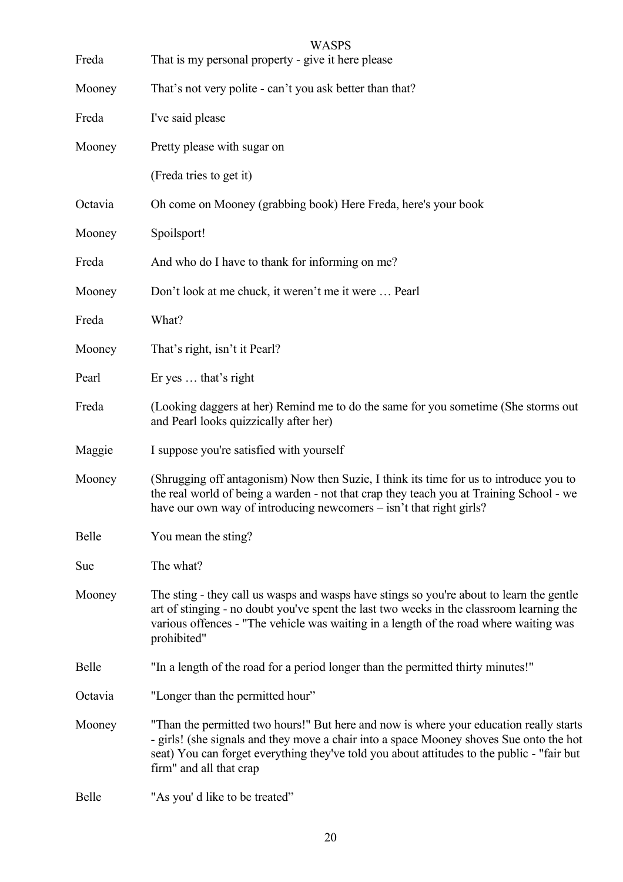Freda That is my personal property - give it here please

Mooney That's not very polite - can't you ask better than that?

Freda I've said please

Mooney Pretty please with sugar on

(Freda tries to get it)

Octavia Oh come on Mooney (grabbing book) Here Freda, here's your book

Mooney Spoilsport!

Freda And who do I have to thank for informing on me?

Mooney Don't look at me chuck, it weren't me it were … Pearl

Freda What?

Mooney That's right, isn't it Pearl?

Pearl Er yes … that's right

Freda (Looking daggers at her) Remind me to do the same for you sometime (She storms out and Pearl looks quizzically after her)

Maggie I suppose you're satisfied with yourself

Mooney (Shrugging off antagonism) Now then Suzie, I think its time for us to introduce you to the real world of being a warden - not that crap they teach you at Training School - we have our own way of introducing newcomers – isn't that right girls?

Belle You mean the sting?

Sue The what?

Mooney The sting - they call us wasps and wasps have stings so you're about to learn the gentle art of stinging - no doubt you've spent the last two weeks in the classroom learning the various offences - "The vehicle was waiting in a length of the road where waiting was prohibited"

Belle "In a length of the road for a period longer than the permitted thirty minutes!"

Octavia "Longer than the permitted hour"

Mooney "Than the permitted two hours!" But here and now is where your education really starts - girls! (she signals and they move a chair into a space Mooney shoves Sue onto the hot seat) You can forget everything they've told you about attitudes to the public - "fair but firm" and all that crap

Belle "As you' d like to be treated"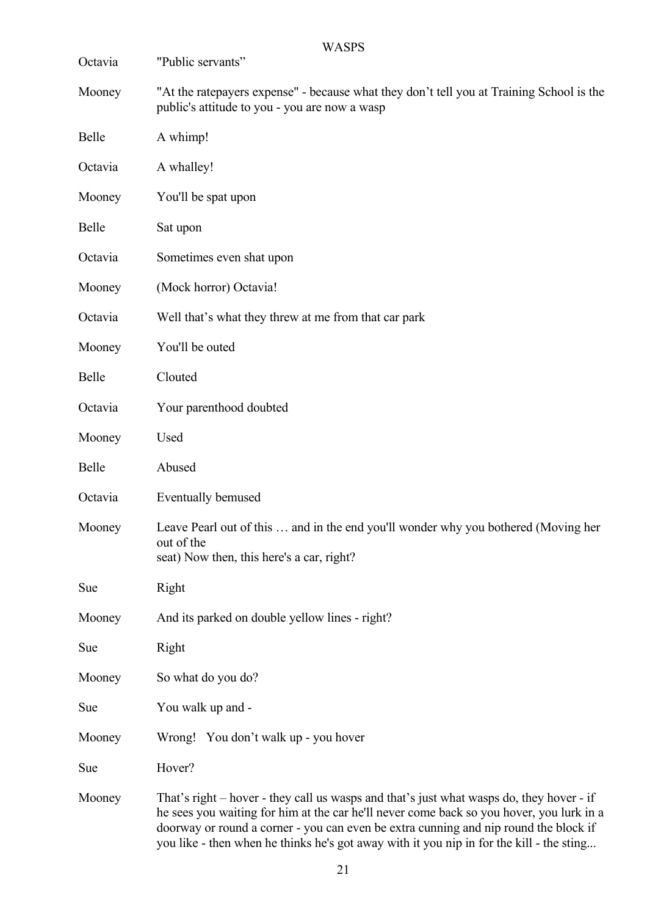Octavia "Public servants"

Mooney "At the ratepayers expense" - because what they don't tell you at Training School is the public's attitude to you - you are now a wasp

Belle A whimp!

Octavia A whalley!

Mooney You'll be spat upon

Belle Sat upon

Octavia Sometimes even shat upon

Mooney (Mock horror) Octavia!

Octavia Well that's what they threw at me from that car park

Mooney You'll be outed

Belle Clouted

Octavia Your parenthood doubted

Mooney Used

Belle Abused

Octavia Eventually bemused

Mooney Leave Pearl out of this … and in the end you'll wonder why you bothered (Moving her out of the
seat) Now then, this here's a car, right?

Sue Right

Mooney And its parked on double yellow lines - right?

Sue Right

Mooney So what do you do?

Sue You walk up and -

Mooney Wrong! You don't walk up - you hover

Sue Hover?

Mooney That's right – hover - they call us wasps and that's just what wasps do, they hover - if he sees you waiting for him at the car he'll never come back so you hover, you lurk in a doorway or round a corner - you can even be extra cunning and nip round the block if you like - then when he thinks he's got away with it you nip in for the kill - the sting...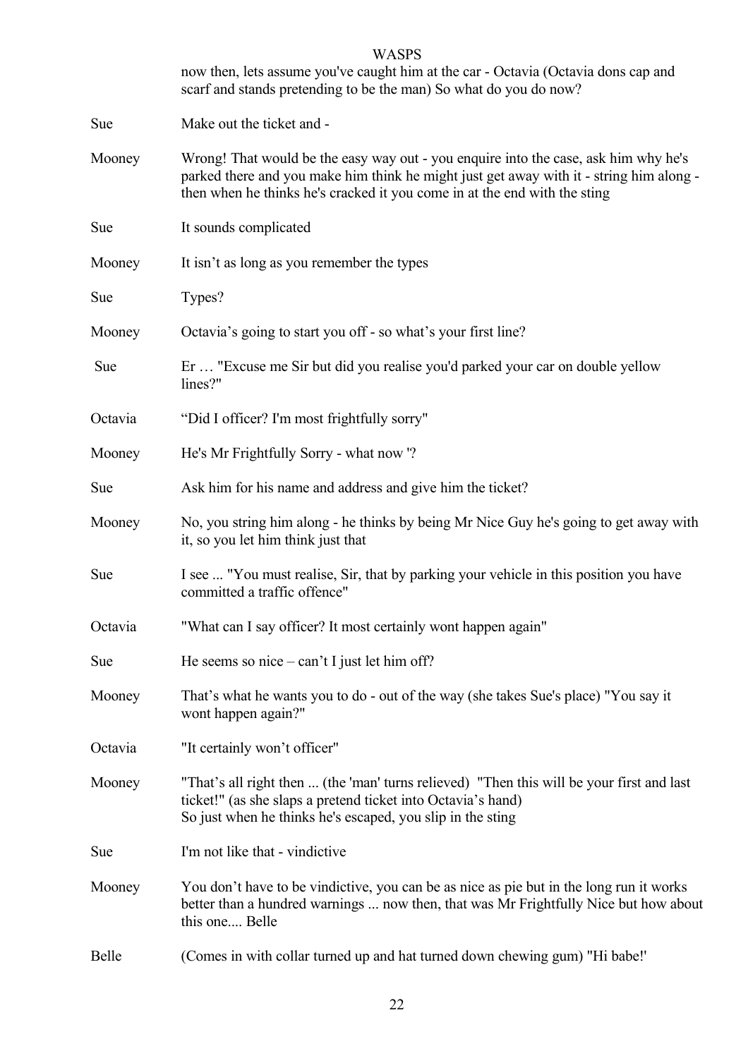now then, lets assume you've caught him at the car - Octavia (Octavia dons cap and scarf and stands pretending to be the man) So what do you do now?

| | |
|---|---|
| Sue | Make out the ticket and - |
| Mooney | Wrong! That would be the easy way out - you enquire into the case, ask him why he's parked there and you make him think he might just get away with it - string him along - then when he thinks he's cracked it you come in at the end with the sting |
| Sue | It sounds complicated |
| Mooney | It isn't as long as you remember the types |
| Sue | Types? |
| Mooney | Octavia's going to start you off - so what's your first line? |
| Sue | Er … "Excuse me Sir but did you realise you'd parked your car on double yellow lines?" |
| Octavia | "Did I officer? I'm most frightfully sorry" |
| Mooney | He's Mr Frightfully Sorry - what now '? |
| Sue | Ask him for his name and address and give him the ticket? |
| Mooney | No, you string him along - he thinks by being Mr Nice Guy he's going to get away with it, so you let him think just that |
| Sue | I see ... "You must realise, Sir, that by parking your vehicle in this position you have committed a traffic offence" |
| Octavia | "What can I say officer? It most certainly wont happen again" |
| Sue | He seems so nice – can't I just let him off? |
| Mooney | That's what he wants you to do - out of the way (she takes Sue's place) "You say it wont happen again?" |
| Octavia | "It certainly won't officer" |
| Mooney | "That's all right then ... (the 'man' turns relieved) "Then this will be your first and last ticket!" (as she slaps a pretend ticket into Octavia's hand) So just when he thinks he's escaped, you slip in the sting |
| Sue | I'm not like that - vindictive |
| Mooney | You don't have to be vindictive, you can be as nice as pie but in the long run it works better than a hundred warnings ... now then, that was Mr Frightfully Nice but how about this one.... Belle |
| Belle | (Comes in with collar turned up and hat turned down chewing gum) "Hi babe!' |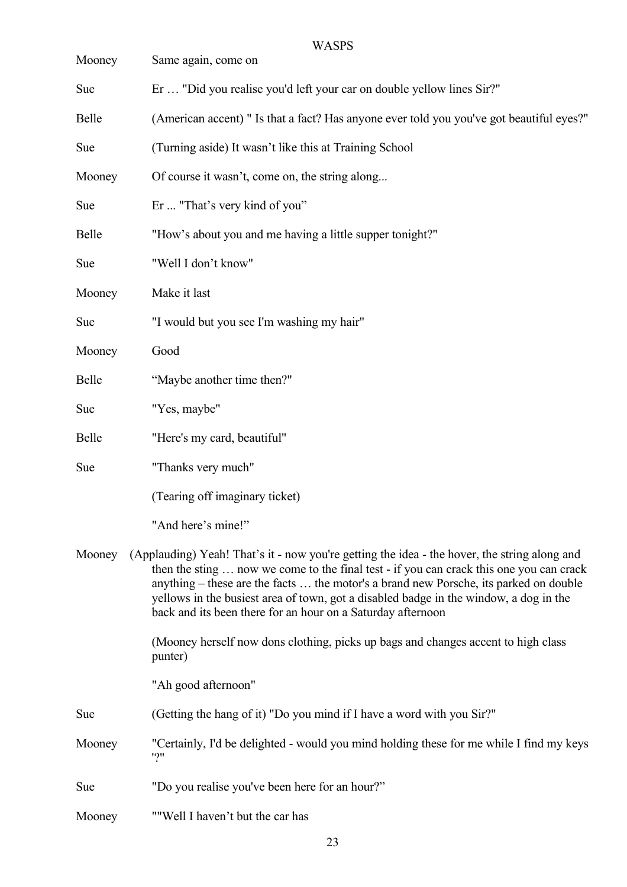Mooney Same again, come on

Sue Er … "Did you realise you'd left your car on double yellow lines Sir?"

Belle (American accent) " Is that a fact? Has anyone ever told you you've got beautiful eyes?"

Sue (Turning aside) It wasn't like this at Training School

Mooney Of course it wasn't, come on, the string along...

Sue Er ... "That's very kind of you"

Belle "How's about you and me having a little supper tonight?"

Sue "Well I don't know"

Mooney Make it last

Sue "I would but you see I'm washing my hair"

Mooney Good

Belle "Maybe another time then?"

Sue "Yes, maybe"

Belle "Here's my card, beautiful"

Sue "Thanks very much"

(Tearing off imaginary ticket)

"And here's mine!"

Mooney (Applauding) Yeah! That's it - now you're getting the idea - the hover, the string along and then the sting … now we come to the final test - if you can crack this one you can crack anything – these are the facts … the motor's a brand new Porsche, its parked on double yellows in the busiest area of town, got a disabled badge in the window, a dog in the back and its been there for an hour on a Saturday afternoon

(Mooney herself now dons clothing, picks up bags and changes accent to high class punter)

"Ah good afternoon"

Sue (Getting the hang of it) "Do you mind if I have a word with you Sir?"

Mooney "Certainly, I'd be delighted - would you mind holding these for me while I find my keys '?"

Sue "Do you realise you've been here for an hour?"

Mooney ""Well I haven't but the car has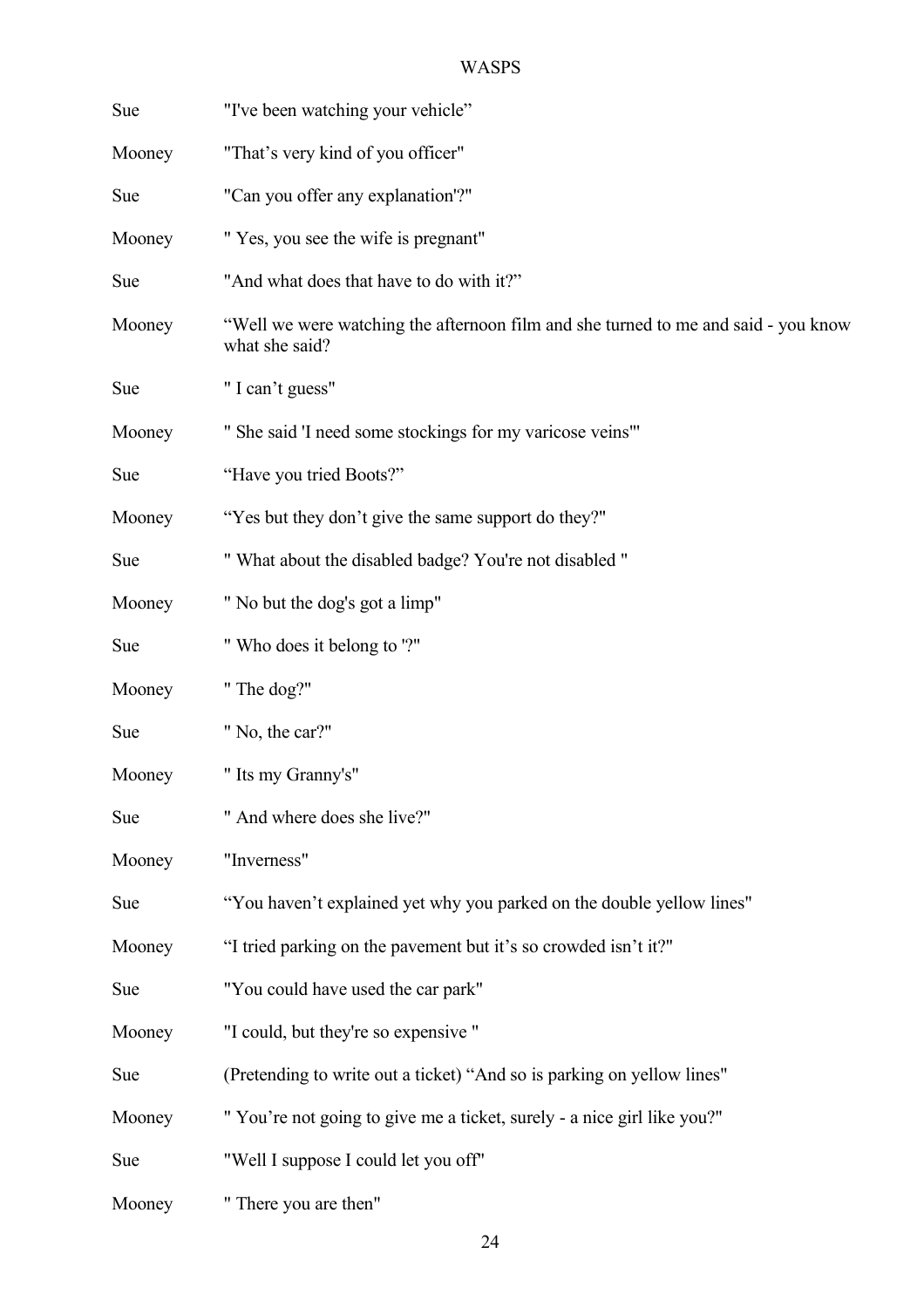Sue "I've been watching your vehicle"

Mooney "That's very kind of you officer"

Sue "Can you offer any explanation'?"

Mooney " Yes, you see the wife is pregnant"

Sue "And what does that have to do with it?"

Mooney "Well we were watching the afternoon film and she turned to me and said - you know what she said?

Sue " I can't guess"

Mooney " She said 'I need some stockings for my varicose veins'"

Sue "Have you tried Boots?"

Mooney "Yes but they don't give the same support do they?"

Sue " What about the disabled badge? You're not disabled "

Mooney " No but the dog's got a limp"

Sue " Who does it belong to '?"

Mooney " The dog?"

Sue " No, the car?"

Mooney " Its my Granny's"

Sue " And where does she live?"

Mooney "Inverness"

Sue "You haven't explained yet why you parked on the double yellow lines"

Mooney "I tried parking on the pavement but it's so crowded isn't it?"

Sue "You could have used the car park"

Mooney "I could, but they're so expensive "

Sue (Pretending to write out a ticket) "And so is parking on yellow lines"

Mooney " You're not going to give me a ticket, surely - a nice girl like you?"

Sue "Well I suppose I could let you off"

Mooney " There you are then"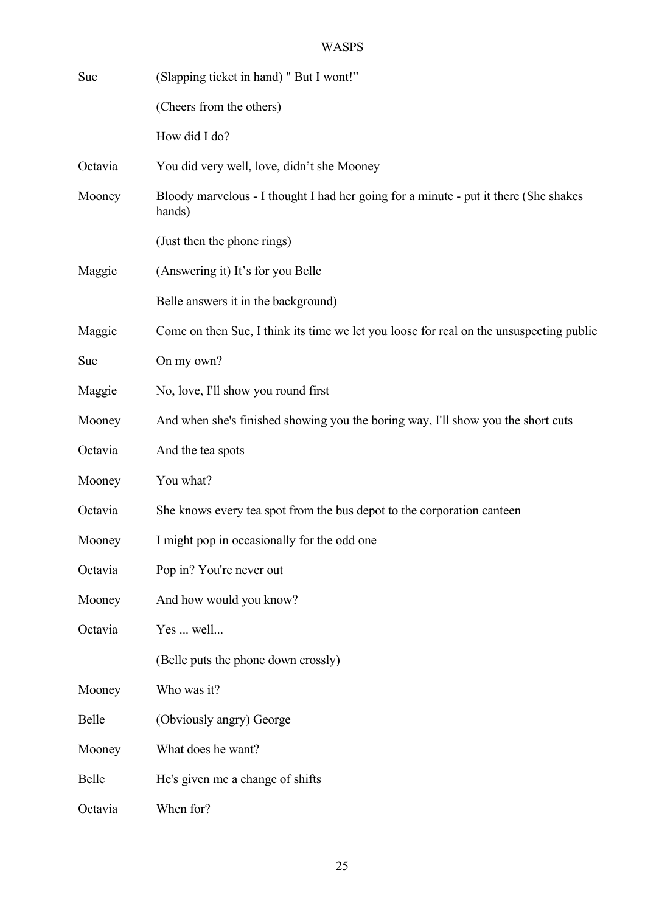| | |
|---|---|
| Sue | (Slapping ticket in hand) " But I wont!” |
| | (Cheers from the others) |
| | How did I do? |
| Octavia | You did very well, love, didn’t she Mooney |
| Mooney | Bloody marvelous - I thought I had her going for a minute - put it there (She shakes hands) |
| | (Just then the phone rings) |
| Maggie | (Answering it) It’s for you Belle |
| | Belle answers it in the background) |
| Maggie | Come on then Sue, I think its time we let you loose for real on the unsuspecting public |
| Sue | On my own? |
| Maggie | No, love, I'll show you round first |
| Mooney | And when she's finished showing you the boring way, I'll show you the short cuts |
| Octavia | And the tea spots |
| Mooney | You what? |
| Octavia | She knows every tea spot from the bus depot to the corporation canteen |
| Mooney | I might pop in occasionally for the odd one |
| Octavia | Pop in? You're never out |
| Mooney | And how would you know? |
| Octavia | Yes ... well... |
| | (Belle puts the phone down crossly) |
| Mooney | Who was it? |
| Belle | (Obviously angry) George |
| Mooney | What does he want? |
| Belle | He's given me a change of shifts |
| Octavia | When for? |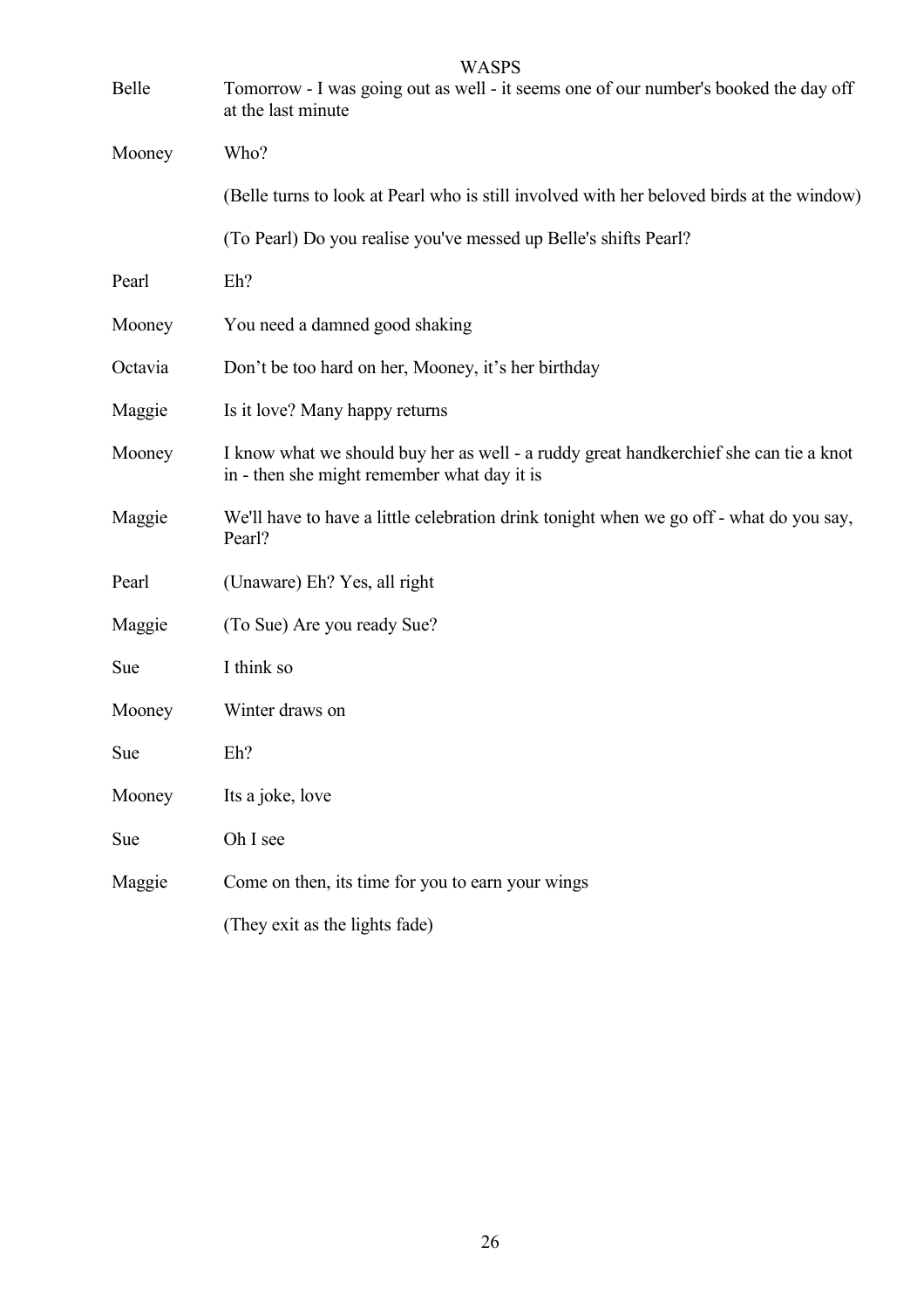Belle — Tomorrow - I was going out as well - it seems one of our number's booked the day off at the last minute

Mooney — Who?

(Belle turns to look at Pearl who is still involved with her beloved birds at the window)

(To Pearl) Do you realise you've messed up Belle's shifts Pearl?

Pearl — Eh?

Mooney — You need a damned good shaking

Octavia — Don't be too hard on her, Mooney, it's her birthday

Maggie — Is it love? Many happy returns

Mooney — I know what we should buy her as well - a ruddy great handkerchief she can tie a knot in - then she might remember what day it is

Maggie — We'll have to have a little celebration drink tonight when we go off - what do you say, Pearl?

Pearl — (Unaware) Eh? Yes, all right

Maggie — (To Sue) Are you ready Sue?

Sue — I think so

Mooney — Winter draws on

Sue — Eh?

Mooney — Its a joke, love

Sue — Oh I see

Maggie — Come on then, its time for you to earn your wings

(They exit as the lights fade)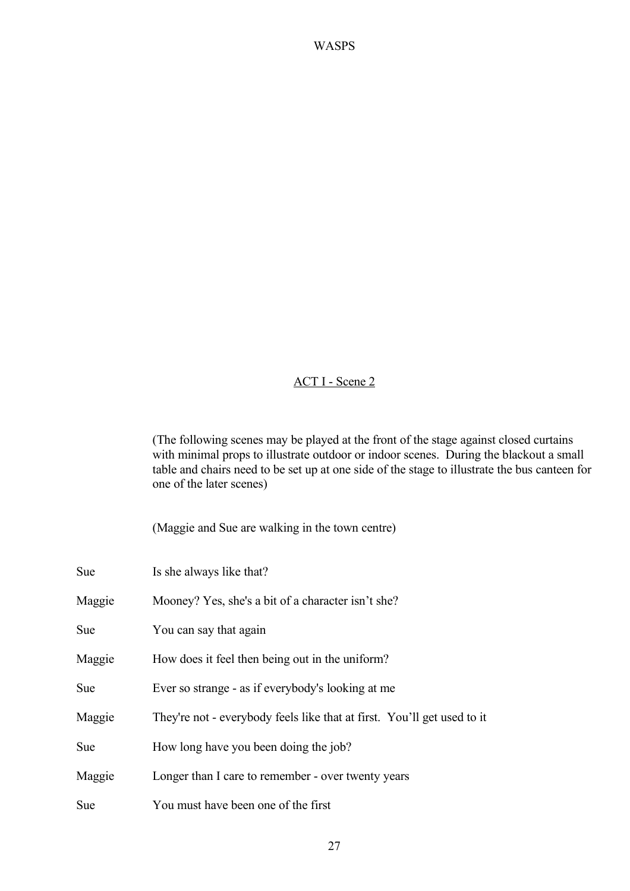## ACT I - Scene 2

(The following scenes may be played at the front of the stage against closed curtains with minimal props to illustrate outdoor or indoor scenes. During the blackout a small table and chairs need to be set up at one side of the stage to illustrate the bus canteen for one of the later scenes)

(Maggie and Sue are walking in the town centre)

Sue — Is she always like that?

Maggie — Mooney? Yes, she's a bit of a character isn't she?

Sue — You can say that again

Maggie — How does it feel then being out in the uniform?

Sue — Ever so strange - as if everybody's looking at me

Maggie — They're not - everybody feels like that at first. You'll get used to it

Sue — How long have you been doing the job?

Maggie — Longer than I care to remember - over twenty years

Sue — You must have been one of the first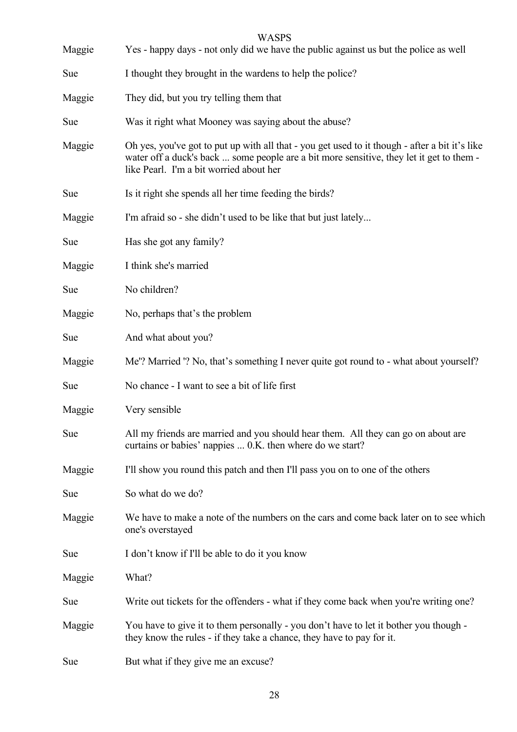Maggie: Yes - happy days - not only did we have the public against us but the police as well

Sue: I thought they brought in the wardens to help the police?

Maggie: They did, but you try telling them that

Sue: Was it right what Mooney was saying about the abuse?

Maggie: Oh yes, you've got to put up with all that - you get used to it though - after a bit it's like water off a duck's back ... some people are a bit more sensitive, they let it get to them - like Pearl. I'm a bit worried about her

Sue: Is it right she spends all her time feeding the birds?

Maggie: I'm afraid so - she didn't used to be like that but just lately...

Sue: Has she got any family?

Maggie: I think she's married

Sue: No children?

Maggie: No, perhaps that's the problem

Sue: And what about you?

Maggie: Me'? Married '? No, that's something I never quite got round to - what about yourself?

Sue: No chance - I want to see a bit of life first

Maggie: Very sensible

Sue: All my friends are married and you should hear them. All they can go on about are curtains or babies' nappies ... 0.K. then where do we start?

Maggie: I'll show you round this patch and then I'll pass you on to one of the others

Sue: So what do we do?

Maggie: We have to make a note of the numbers on the cars and come back later on to see which one's overstayed

Sue: I don't know if I'll be able to do it you know

Maggie: What?

Sue: Write out tickets for the offenders - what if they come back when you're writing one?

Maggie: You have to give it to them personally - you don't have to let it bother you though - they know the rules - if they take a chance, they have to pay for it.

Sue: But what if they give me an excuse?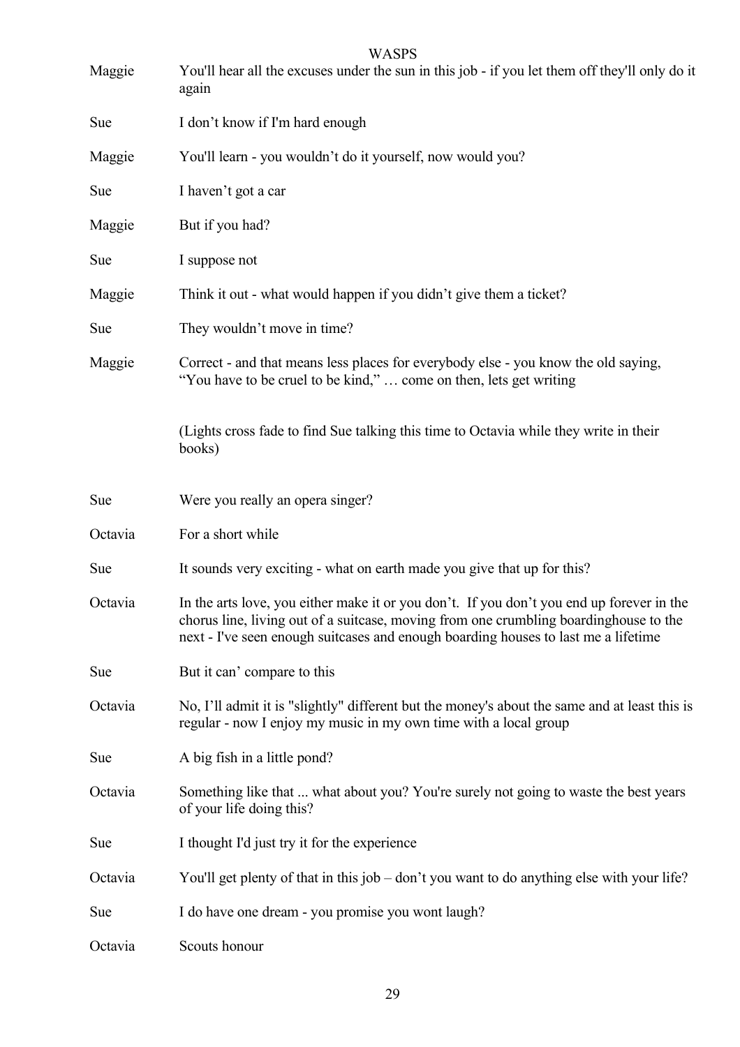Maggie You'll hear all the excuses under the sun in this job - if you let them off they'll only do it again

Sue I don't know if I'm hard enough

Maggie You'll learn - you wouldn't do it yourself, now would you?

Sue I haven't got a car

Maggie But if you had?

Sue I suppose not

Maggie Think it out - what would happen if you didn't give them a ticket?

Sue They wouldn't move in time?

Maggie Correct - and that means less places for everybody else - you know the old saying, "You have to be cruel to be kind," … come on then, lets get writing

(Lights cross fade to find Sue talking this time to Octavia while they write in their books)

Sue Were you really an opera singer?

Octavia For a short while

Sue It sounds very exciting - what on earth made you give that up for this?

Octavia In the arts love, you either make it or you don't. If you don't you end up forever in the chorus line, living out of a suitcase, moving from one crumbling boardinghouse to the next - I've seen enough suitcases and enough boarding houses to last me a lifetime

Sue But it can' compare to this

Octavia No, I'll admit it is "slightly" different but the money's about the same and at least this is regular - now I enjoy my music in my own time with a local group

Sue A big fish in a little pond?

Octavia Something like that ... what about you? You're surely not going to waste the best years of your life doing this?

Sue I thought I'd just try it for the experience

Octavia You'll get plenty of that in this job – don't you want to do anything else with your life?

Sue I do have one dream - you promise you wont laugh?

Octavia Scouts honour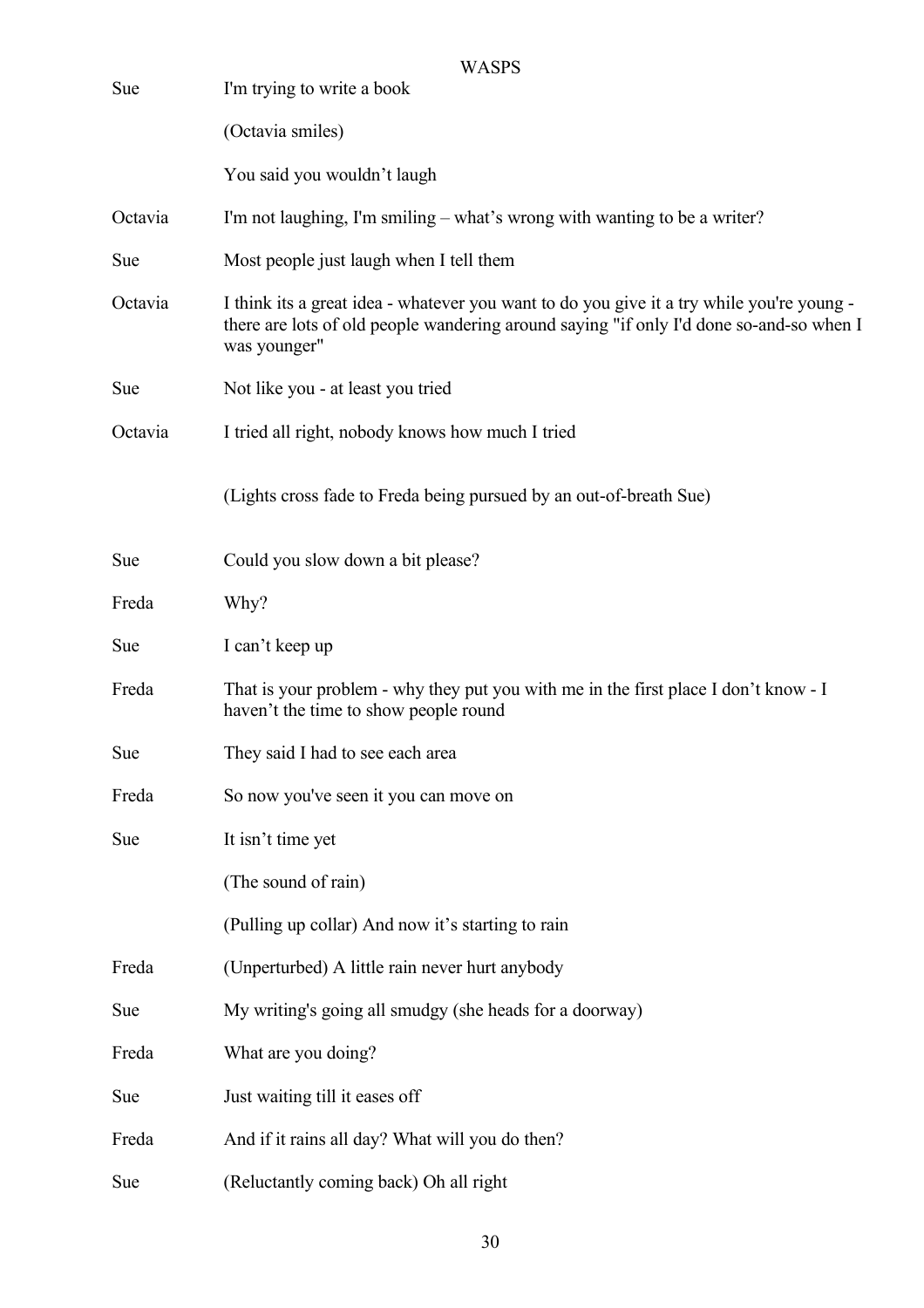| | |
|---|---|
| Sue | I'm trying to write a book |
| | (Octavia smiles) |
| | You said you wouldn’t laugh |
| Octavia | I'm not laughing, I'm smiling – what’s wrong with wanting to be a writer? |
| Sue | Most people just laugh when I tell them |
| Octavia | I think its a great idea - whatever you want to do you give it a try while you're young - there are lots of old people wandering around saying "if only I'd done so-and-so when I was younger" |
| Sue | Not like you - at least you tried |
| Octavia | I tried all right, nobody knows how much I tried |
| | (Lights cross fade to Freda being pursued by an out-of-breath Sue) |
| Sue | Could you slow down a bit please? |
| Freda | Why? |
| Sue | I can’t keep up |
| Freda | That is your problem - why they put you with me in the first place I don’t know - I haven’t the time to show people round |
| Sue | They said I had to see each area |
| Freda | So now you've seen it you can move on |
| Sue | It isn’t time yet |
| | (The sound of rain) |
| | (Pulling up collar) And now it’s starting to rain |
| Freda | (Unperturbed) A little rain never hurt anybody |
| Sue | My writing's going all smudgy (she heads for a doorway) |
| Freda | What are you doing? |
| Sue | Just waiting till it eases off |
| Freda | And if it rains all day? What will you do then? |
| Sue | (Reluctantly coming back) Oh all right |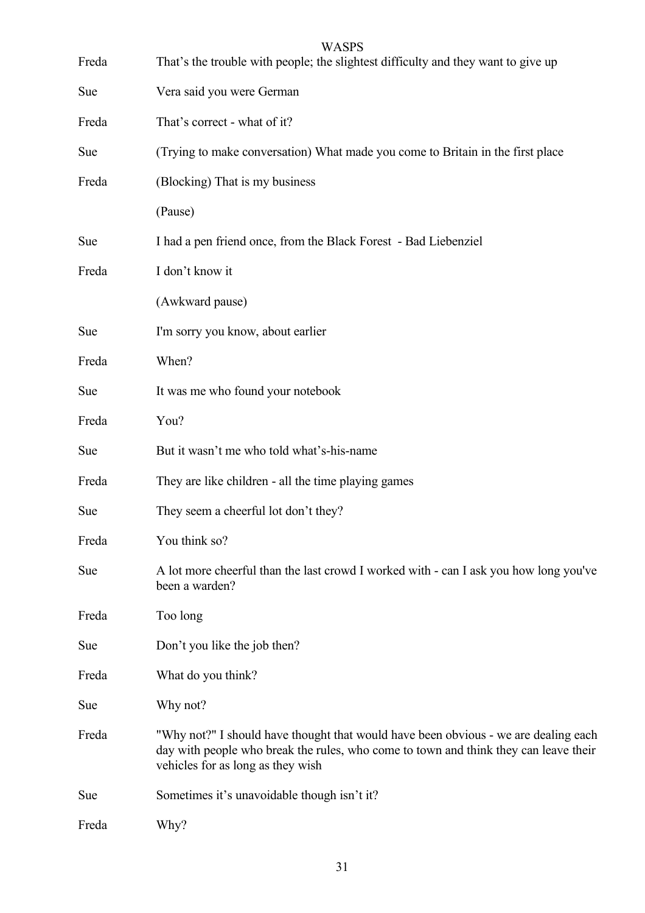Freda That's the trouble with people; the slightest difficulty and they want to give up

Sue Vera said you were German

Freda That's correct - what of it?

Sue (Trying to make conversation) What made you come to Britain in the first place

Freda (Blocking) That is my business

(Pause)

Sue I had a pen friend once, from the Black Forest - Bad Liebenziel

Freda I don't know it

(Awkward pause)

Sue I'm sorry you know, about earlier

Freda When?

Sue It was me who found your notebook

Freda You?

Sue But it wasn't me who told what's-his-name

Freda They are like children - all the time playing games

Sue They seem a cheerful lot don't they?

Freda You think so?

Sue A lot more cheerful than the last crowd I worked with - can I ask you how long you've been a warden?

Freda Too long

Sue Don't you like the job then?

Freda What do you think?

Sue Why not?

Freda "Why not?" I should have thought that would have been obvious - we are dealing each day with people who break the rules, who come to town and think they can leave their vehicles for as long as they wish

Sue Sometimes it's unavoidable though isn't it?

Freda Why?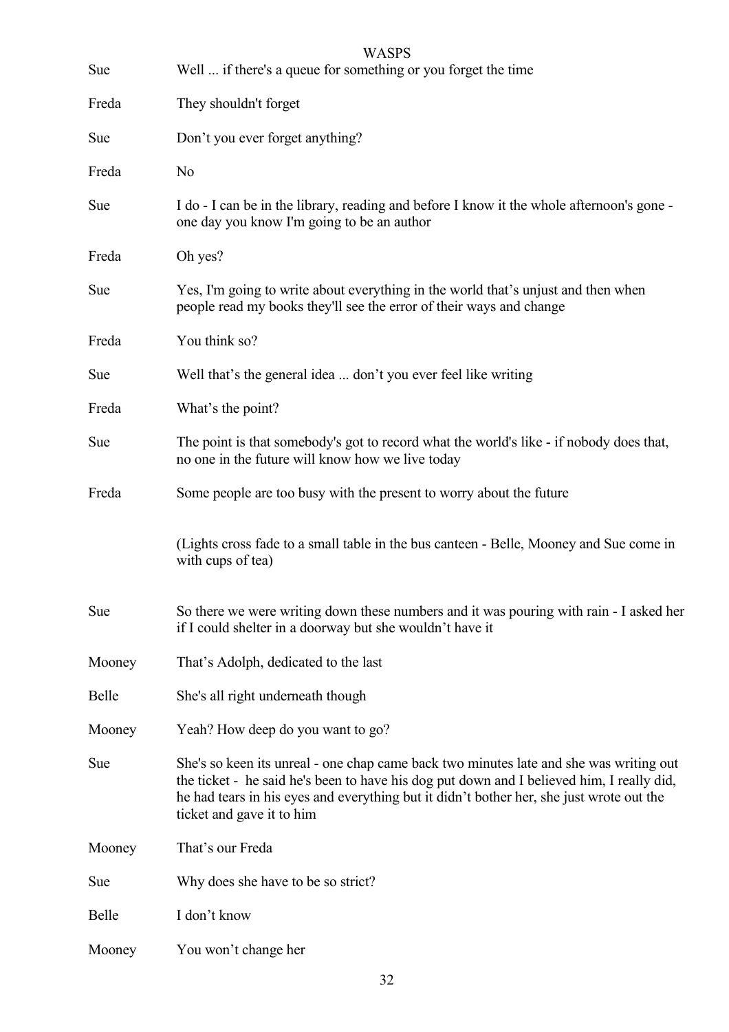Sue — Well ... if there's a queue for something or you forget the time

Freda — They shouldn't forget

Sue — Don't you ever forget anything?

Freda — No

Sue — I do - I can be in the library, reading and before I know it the whole afternoon's gone - one day you know I'm going to be an author

Freda — Oh yes?

Sue — Yes, I'm going to write about everything in the world that's unjust and then when people read my books they'll see the error of their ways and change

Freda — You think so?

Sue — Well that's the general idea ... don't you ever feel like writing

Freda — What's the point?

Sue — The point is that somebody's got to record what the world's like - if nobody does that, no one in the future will know how we live today

Freda — Some people are too busy with the present to worry about the future

(Lights cross fade to a small table in the bus canteen - Belle, Mooney and Sue come in with cups of tea)

Sue — So there we were writing down these numbers and it was pouring with rain - I asked her if I could shelter in a doorway but she wouldn't have it

Mooney — That's Adolph, dedicated to the last

Belle — She's all right underneath though

Mooney — Yeah? How deep do you want to go?

Sue — She's so keen its unreal - one chap came back two minutes late and she was writing out the ticket - he said he's been to have his dog put down and I believed him, I really did, he had tears in his eyes and everything but it didn't bother her, she just wrote out the ticket and gave it to him

Mooney — That's our Freda

Sue — Why does she have to be so strict?

Belle — I don't know

Mooney — You won't change her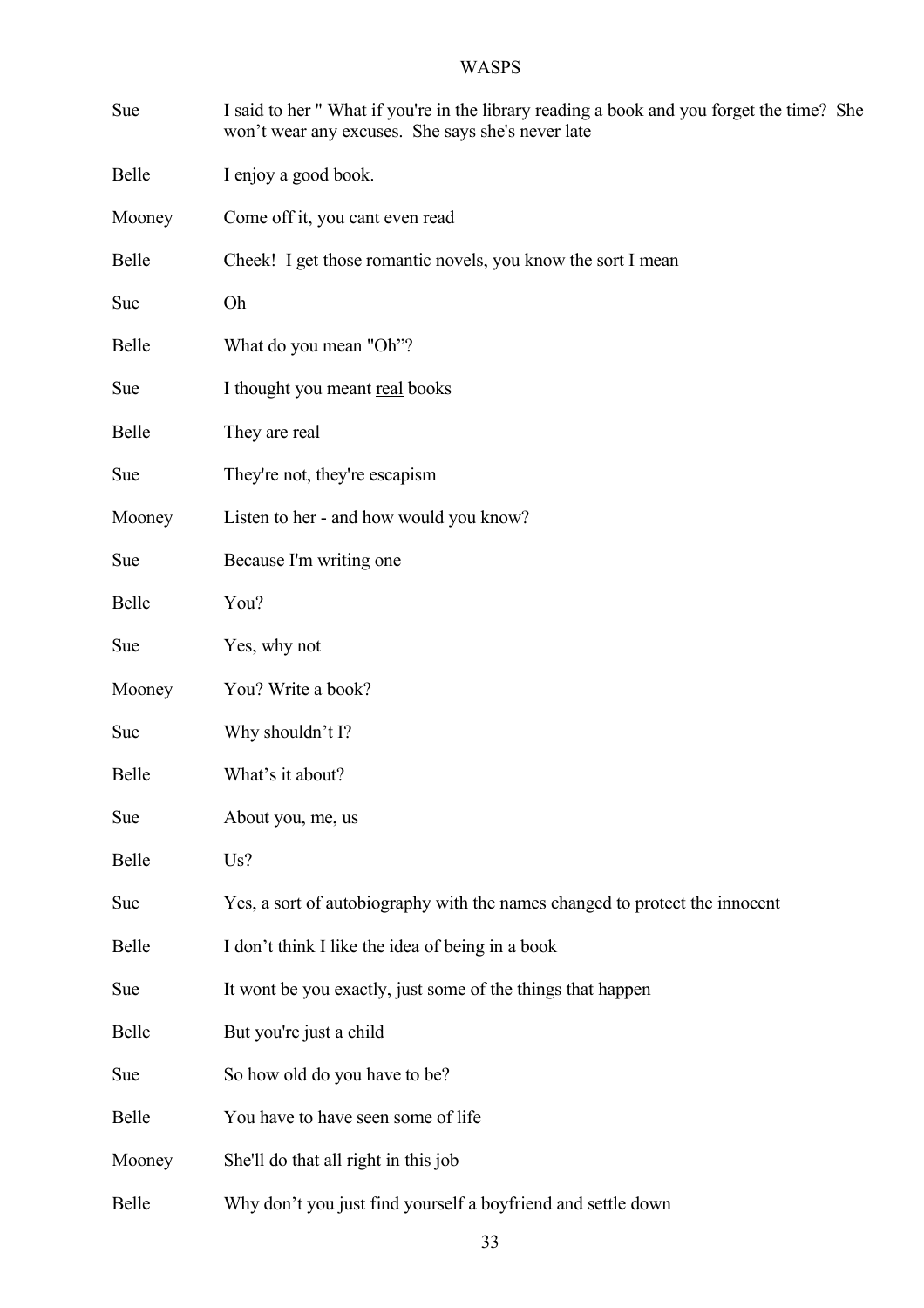| | |
|---|---|
| Sue | I said to her " What if you're in the library reading a book and you forget the time? She won't wear any excuses. She says she's never late |
| Belle | I enjoy a good book. |
| Mooney | Come off it, you cant even read |
| Belle | Cheek! I get those romantic novels, you know the sort I mean |
| Sue | Oh |
| Belle | What do you mean "Oh"? |
| Sue | I thought you meant <u>real</u> books |
| Belle | They are real |
| Sue | They're not, they're escapism |
| Mooney | Listen to her - and how would you know? |
| Sue | Because I'm writing one |
| Belle | You? |
| Sue | Yes, why not |
| Mooney | You? Write a book? |
| Sue | Why shouldn't I? |
| Belle | What's it about? |
| Sue | About you, me, us |
| Belle | Us? |
| Sue | Yes, a sort of autobiography with the names changed to protect the innocent |
| Belle | I don't think I like the idea of being in a book |
| Sue | It wont be you exactly, just some of the things that happen |
| Belle | But you're just a child |
| Sue | So how old do you have to be? |
| Belle | You have to have seen some of life |
| Mooney | She'll do that all right in this job |
| Belle | Why don't you just find yourself a boyfriend and settle down |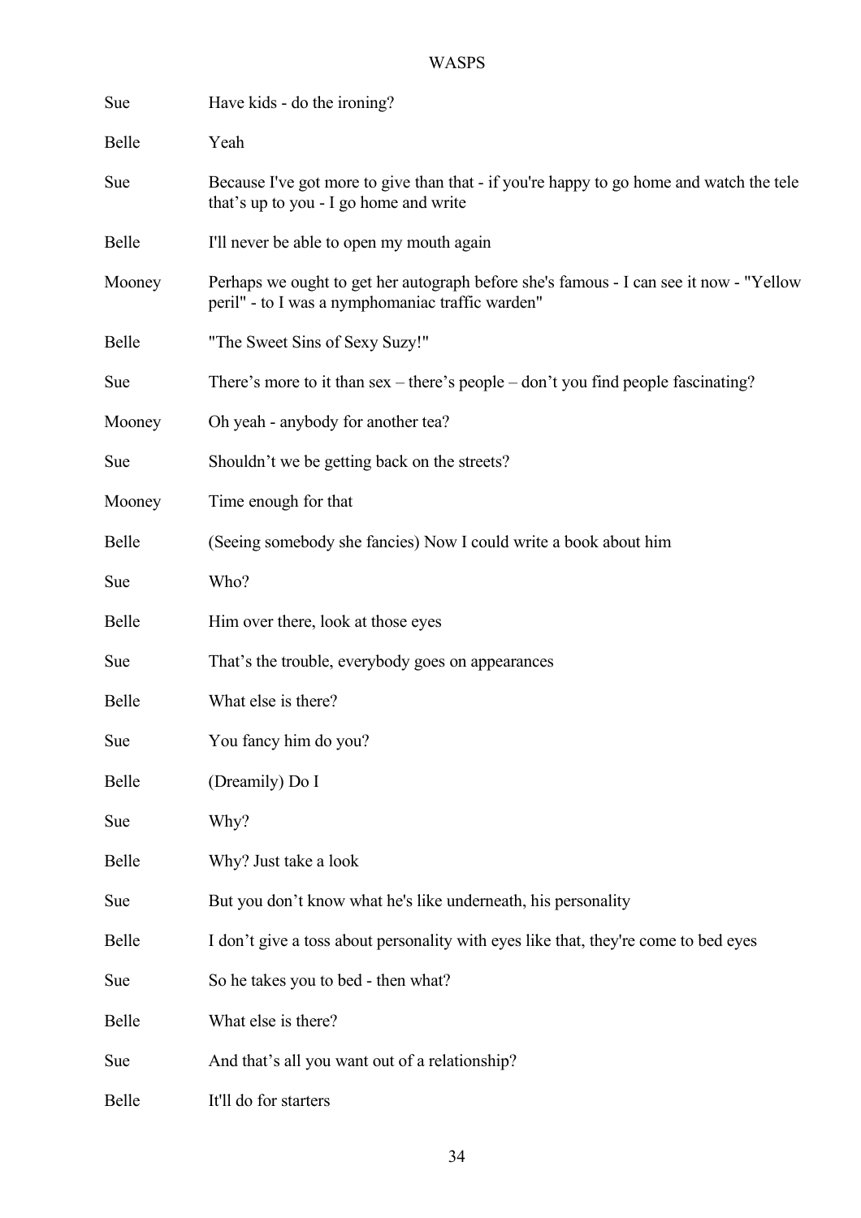Sue Have kids - do the ironing?

Belle Yeah

Sue Because I've got more to give than that - if you're happy to go home and watch the tele that's up to you - I go home and write

Belle I'll never be able to open my mouth again

Mooney Perhaps we ought to get her autograph before she's famous - I can see it now - "Yellow peril" - to I was a nymphomaniac traffic warden"

Belle "The Sweet Sins of Sexy Suzy!"

Sue There's more to it than sex – there's people – don't you find people fascinating?

Mooney Oh yeah - anybody for another tea?

Sue Shouldn't we be getting back on the streets?

Mooney Time enough for that

Belle (Seeing somebody she fancies) Now I could write a book about him

Sue Who?

Belle Him over there, look at those eyes

Sue That's the trouble, everybody goes on appearances

Belle What else is there?

Sue You fancy him do you?

Belle (Dreamily) Do I

Sue Why?

Belle Why? Just take a look

Sue But you don't know what he's like underneath, his personality

Belle I don't give a toss about personality with eyes like that, they're come to bed eyes

Sue So he takes you to bed - then what?

Belle What else is there?

Sue And that's all you want out of a relationship?

Belle It'll do for starters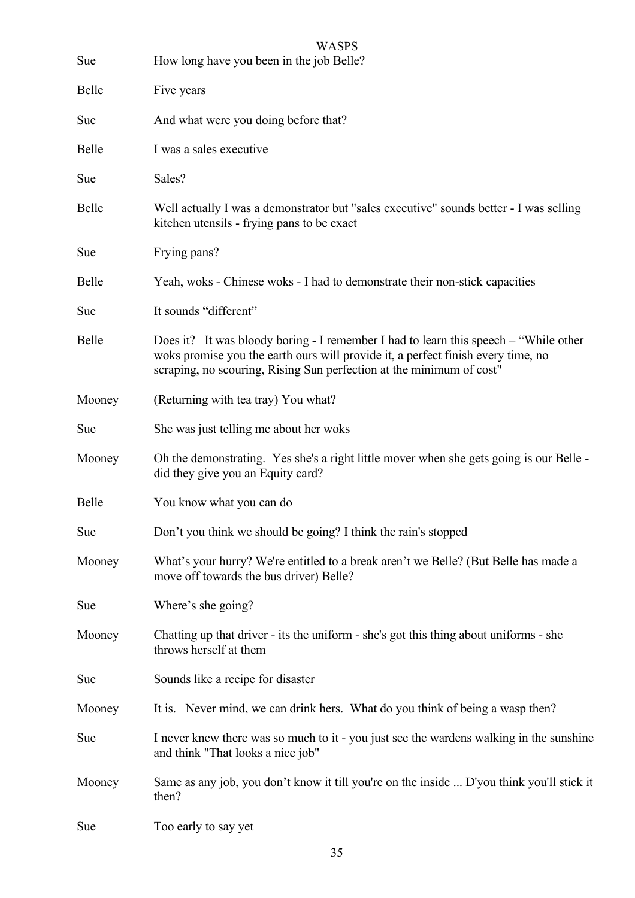**Sue** How long have you been in the job Belle?

**Belle** Five years

**Sue** And what were you doing before that?

**Belle** I was a sales executive

**Sue** Sales?

**Belle** Well actually I was a demonstrator but "sales executive" sounds better - I was selling kitchen utensils - frying pans to be exact

**Sue** Frying pans?

**Belle** Yeah, woks - Chinese woks - I had to demonstrate their non-stick capacities

**Sue** It sounds "different"

**Belle** Does it? It was bloody boring - I remember I had to learn this speech – "While other woks promise you the earth ours will provide it, a perfect finish every time, no scraping, no scouring, Rising Sun perfection at the minimum of cost"

**Mooney** (Returning with tea tray) You what?

**Sue** She was just telling me about her woks

**Mooney** Oh the demonstrating. Yes she's a right little mover when she gets going is our Belle - did they give you an Equity card?

**Belle** You know what you can do

**Sue** Don't you think we should be going? I think the rain's stopped

**Mooney** What's your hurry? We're entitled to a break aren't we Belle? (But Belle has made a move off towards the bus driver) Belle?

**Sue** Where's she going?

**Mooney** Chatting up that driver - its the uniform - she's got this thing about uniforms - she throws herself at them

**Sue** Sounds like a recipe for disaster

**Mooney** It is. Never mind, we can drink hers. What do you think of being a wasp then?

**Sue** I never knew there was so much to it - you just see the wardens walking in the sunshine and think "That looks a nice job"

**Mooney** Same as any job, you don't know it till you're on the inside ... D'you think you'll stick it then?

**Sue** Too early to say yet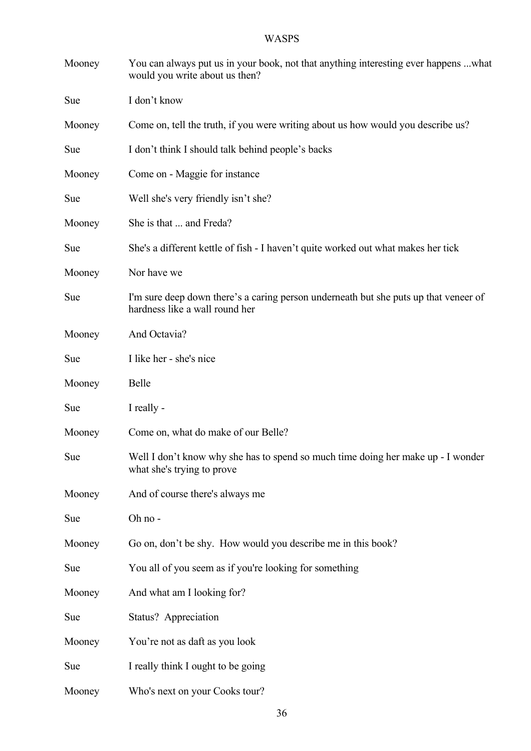| | |
|---|---|
| Mooney | You can always put us in your book, not that anything interesting ever happens ...what would you write about us then? |
| Sue | I don't know |
| Mooney | Come on, tell the truth, if you were writing about us how would you describe us? |
| Sue | I don't think I should talk behind people's backs |
| Mooney | Come on - Maggie for instance |
| Sue | Well she's very friendly isn't she? |
| Mooney | She is that ... and Freda? |
| Sue | She's a different kettle of fish - I haven't quite worked out what makes her tick |
| Mooney | Nor have we |
| Sue | I'm sure deep down there's a caring person underneath but she puts up that veneer of hardness like a wall round her |
| Mooney | And Octavia? |
| Sue | I like her - she's nice |
| Mooney | Belle |
| Sue | I really - |
| Mooney | Come on, what do make of our Belle? |
| Sue | Well I don't know why she has to spend so much time doing her make up - I wonder what she's trying to prove |
| Mooney | And of course there's always me |
| Sue | Oh no - |
| Mooney | Go on, don't be shy. How would you describe me in this book? |
| Sue | You all of you seem as if you're looking for something |
| Mooney | And what am I looking for? |
| Sue | Status? Appreciation |
| Mooney | You're not as daft as you look |
| Sue | I really think I ought to be going |
| Mooney | Who's next on your Cooks tour? |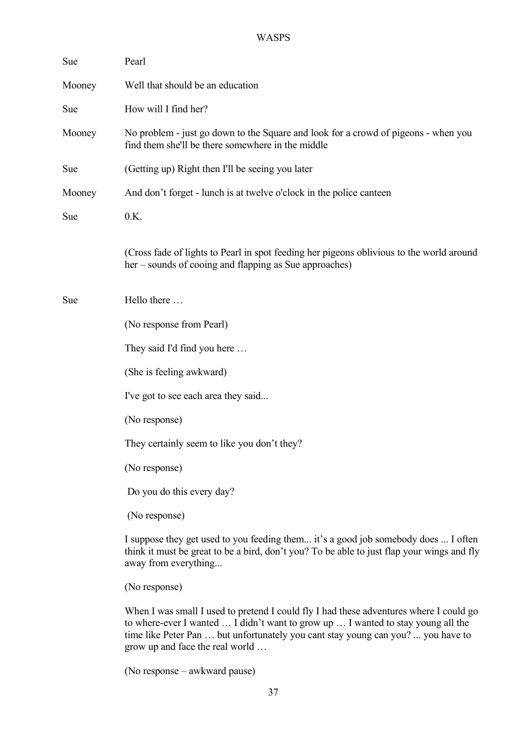Sue Pearl

Mooney Well that should be an education

Sue How will I find her?

Mooney No problem - just go down to the Square and look for a crowd of pigeons - when you find them she'll be there somewhere in the middle

Sue (Getting up) Right then I'll be seeing you later

Mooney And don't forget - lunch is at twelve o'clock in the police canteen

Sue 0.K.

(Cross fade of lights to Pearl in spot feeding her pigeons oblivious to the world around her – sounds of cooing and flapping as Sue approaches)

Sue Hello there …

(No response from Pearl)

They said I'd find you here …

(She is feeling awkward)

I've got to see each area they said...

(No response)

They certainly seem to like you don't they?

(No response)

Do you do this every day?

(No response)

I suppose they get used to you feeding them... it's a good job somebody does ... I often think it must be great to be a bird, don't you? To be able to just flap your wings and fly away from everything...

(No response)

When I was small I used to pretend I could fly I had these adventures where I could go to where-ever I wanted … I didn't want to grow up … I wanted to stay young all the time like Peter Pan … but unfortunately you cant stay young can you? ... you have to grow up and face the real world …

(No response – awkward pause)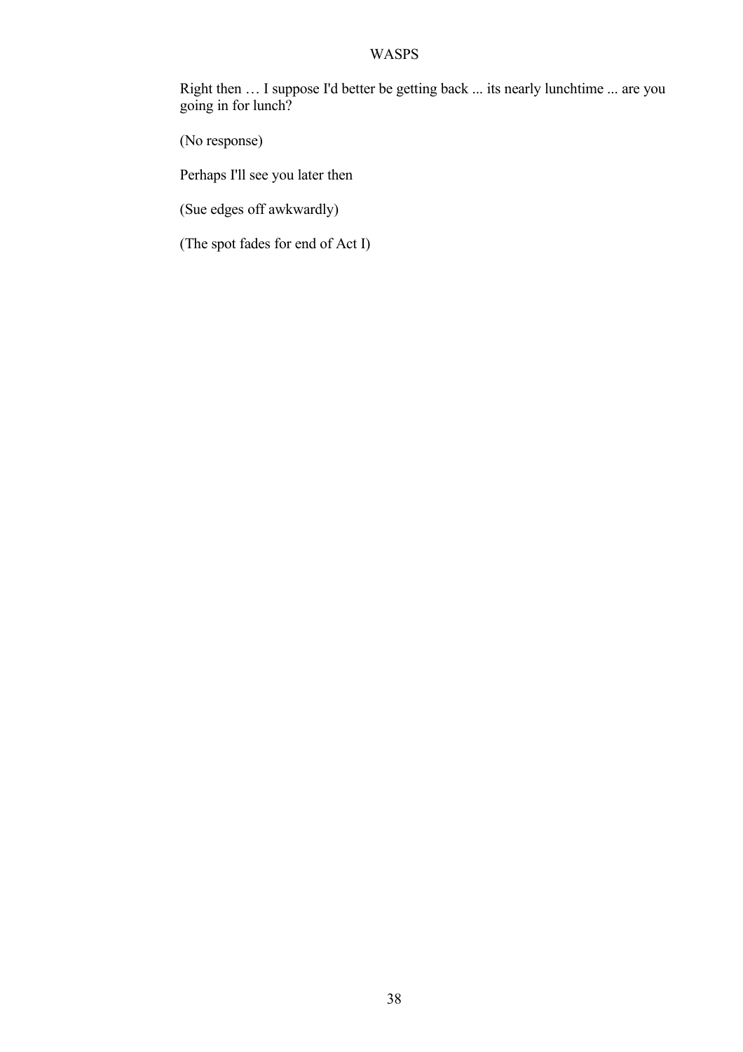Right then … I suppose I'd better be getting back ... its nearly lunchtime ... are you going in for lunch?

(No response)

Perhaps I'll see you later then

(Sue edges off awkwardly)

(The spot fades for end of Act I)